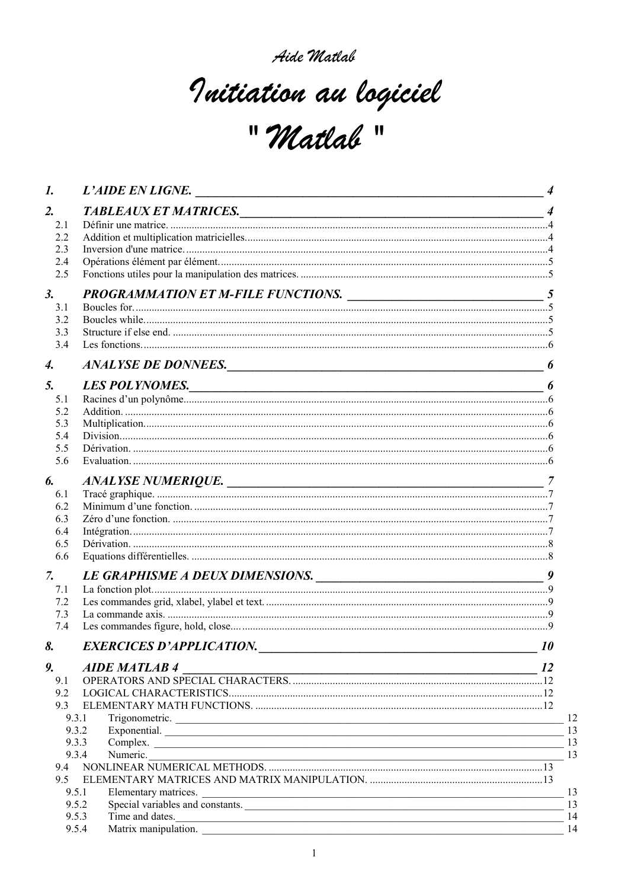*Aide Matlab*

# Initiation au logiciel "Matlab"

| | | |
|---|---|---|
| **1.** | ***L'AIDE EN LIGNE.*** | **4** |
| **2.** | ***TABLEAUX ET MATRICES.*** | **4** |
| 2.1 | Définir une matrice. | 4 |
| 2.2 | Addition et multiplication matricielles. | 4 |
| 2.3 | Inversion d'une matrice. | 4 |
| 2.4 | Opérations élément par élément. | 5 |
| 2.5 | Fonctions utiles pour la manipulation des matrices. | 5 |
| **3.** | ***PROGRAMMATION ET M-FILE FUNCTIONS.*** | **5** |
| 3.1 | Boucles for. | 5 |
| 3.2 | Boucles while. | 5 |
| 3.3 | Structure if else end. | 5 |
| 3.4 | Les fonctions. | 6 |
| **4.** | ***ANALYSE DE DONNEES.*** | **6** |
| **5.** | ***LES POLYNOMES.*** | **6** |
| 5.1 | Racines d'un polynôme. | 6 |
| 5.2 | Addition. | 6 |
| 5.3 | Multiplication. | 6 |
| 5.4 | Division. | 6 |
| 5.5 | Dérivation. | 6 |
| 5.6 | Evaluation. | 6 |
| **6.** | ***ANALYSE NUMERIQUE.*** | **7** |
| 6.1 | Tracé graphique. | 7 |
| 6.2 | Minimum d'une fonction. | 7 |
| 6.3 | Zéro d'une fonction. | 7 |
| 6.4 | Intégration. | 7 |
| 6.5 | Dérivation. | 8 |
| 6.6 | Equations différentielles. | 8 |
| **7.** | ***LE GRAPHISME A DEUX DIMENSIONS.*** | **9** |
| 7.1 | La fonction plot. | 9 |
| 7.2 | Les commandes grid, xlabel, ylabel et text. | 9 |
| 7.3 | La commande axis. | 9 |
| 7.4 | Les commandes figure, hold, close… | 9 |
| **8.** | ***EXERCICES D'APPLICATION.*** | **10** |
| **9.** | ***AIDE MATLAB 4*** | **12** |
| 9.1 | OPERATORS AND SPECIAL CHARACTERS. | 12 |
| 9.2 | LOGICAL CHARACTERISTICS. | 12 |
| 9.3 | ELEMENTARY MATH FUNCTIONS. | 12 |
| 9.3.1 | Trigonometric. | 12 |
| 9.3.2 | Exponential. | 13 |
| 9.3.3 | Complex. | 13 |
| 9.3.4 | Numeric. | 13 |
| 9.4 | NONLINEAR NUMERICAL METHODS. | 13 |
| 9.5 | ELEMENTARY MATRICES AND MATRIX MANIPULATION. | 13 |
| 9.5.1 | Elementary matrices. | 13 |
| 9.5.2 | Special variables and constants. | 13 |
| 9.5.3 | Time and dates. | 14 |
| 9.5.4 | Matrix manipulation. | 14 |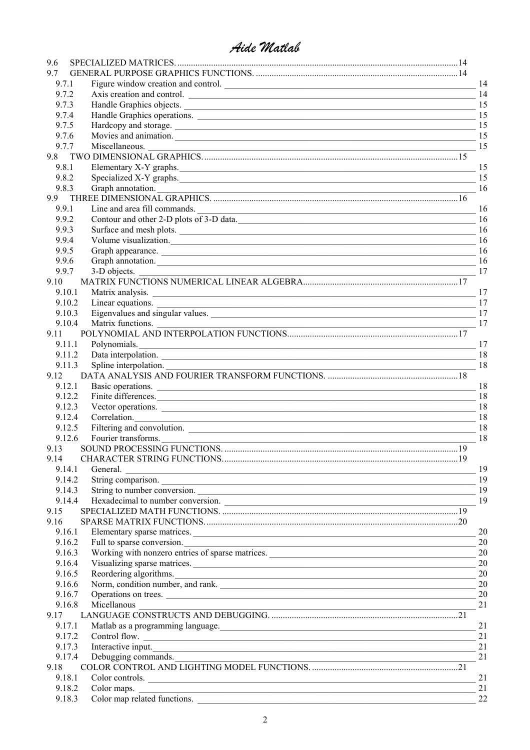9.6 SPECIALIZED MATRICES. ........................................................................14
9.7 GENERAL PURPOSE GRAPHICS FUNCTIONS. ........................................................................14
- 9.7.1 Figure window creation and control. ____ 14
- 9.7.2 Axis creation and control. ____ 14
- 9.7.3 Handle Graphics objects. ____ 15
- 9.7.4 Handle Graphics operations. ____ 15
- 9.7.5 Hardcopy and storage. ____ 15
- 9.7.6 Movies and animation. ____ 15
- 9.7.7 Miscellaneous. ____ 15

9.8 TWO DIMENSIONAL GRAPHICS. ........................................................................15
- 9.8.1 Elementary X-Y graphs. ____ 15
- 9.8.2 Specialized X-Y graphs. ____ 15
- 9.8.3 Graph annotation. ____ 16

9.9 THREE DIMENSIONAL GRAPHICS. ........................................................................16
- 9.9.1 Line and area fill commands. ____ 16
- 9.9.2 Contour and other 2-D plots of 3-D data. ____ 16
- 9.9.3 Surface and mesh plots. ____ 16
- 9.9.4 Volume visualization. ____ 16
- 9.9.5 Graph appearance. ____ 16
- 9.9.6 Graph annotation. ____ 16
- 9.9.7 3-D objects. ____ 17

9.10 MATRIX FUNCTIONS NUMERICAL LINEAR ALGEBRA........................................................................17
- 9.10.1 Matrix analysis. ____ 17
- 9.10.2 Linear equations. ____ 17
- 9.10.3 Eigenvalues and singular values. ____ 17
- 9.10.4 Matrix functions. ____ 17

9.11 POLYNOMIAL AND INTERPOLATION FUNCTIONS........................................................................17
- 9.11.1 Polynomials. ____ 17
- 9.11.2 Data interpolation. ____ 18
- 9.11.3 Spline interpolation. ____ 18

9.12 DATA ANALYSIS AND FOURIER TRANSFORM FUNCTIONS. ........................................................................18
- 9.12.1 Basic operations. ____ 18
- 9.12.2 Finite differences. ____ 18
- 9.12.3 Vector operations. ____ 18
- 9.12.4 Correlation. ____ 18
- 9.12.5 Filtering and convolution. ____ 18
- 9.12.6 Fourier transforms. ____ 18

9.13 SOUND PROCESSING FUNCTIONS. ........................................................................19
9.14 CHARACTER STRING FUNCTIONS........................................................................19
- 9.14.1 General. ____ 19
- 9.14.2 String comparison. ____ 19
- 9.14.3 String to number conversion. ____ 19
- 9.14.4 Hexadecimal to number conversion. ____ 19

9.15 SPECIALIZED MATH FUNCTIONS. ........................................................................19
9.16 SPARSE MATRIX FUNCTIONS........................................................................20
- 9.16.1 Elementary sparse matrices. ____ 20
- 9.16.2 Full to sparse conversion. ____ 20
- 9.16.3 Working with nonzero entries of sparse matrices. ____ 20
- 9.16.4 Visualizing sparse matrices. ____ 20
- 9.16.5 Reordering algorithms. ____ 20
- 9.16.6 Norm, condition number, and rank. ____ 20
- 9.16.7 Operations on trees. ____ 20
- 9.16.8 Micellanous ____ 21

9.17 LANGUAGE CONSTRUCTS AND DEBUGGING. ........................................................................21
- 9.17.1 Matlab as a programming language. ____ 21
- 9.17.2 Control flow. ____ 21
- 9.17.3 Interactive input. ____ 21
- 9.17.4 Debugging commands. ____ 21

9.18 COLOR CONTROL AND LIGHTING MODEL FUNCTIONS. ........................................................................21
- 9.18.1 Color controls. ____ 21
- 9.18.2 Color maps. ____ 21
- 9.18.3 Color map related functions. ____ 22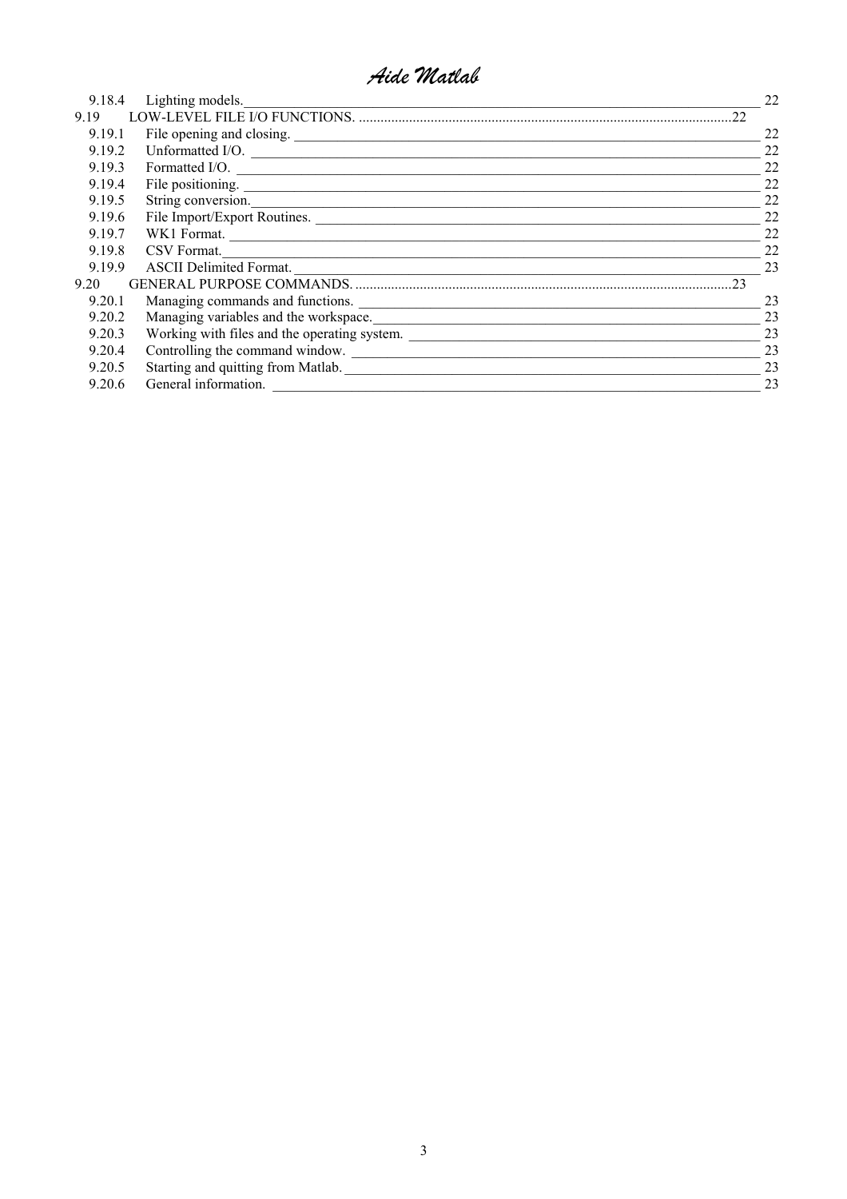9.18.4 Lighting models. 22

9.19 LOW-LEVEL FILE I/O FUNCTIONS. 22

9.19.1 File opening and closing. 22

9.19.2 Unformatted I/O. 22

9.19.3 Formatted I/O. 22

9.19.4 File positioning. 22

9.19.5 String conversion. 22

9.19.6 File Import/Export Routines. 22

9.19.7 WK1 Format. 22

9.19.8 CSV Format. 22

9.19.9 ASCII Delimited Format. 23

9.20 GENERAL PURPOSE COMMANDS. 23

9.20.1 Managing commands and functions. 23

9.20.2 Managing variables and the workspace. 23

9.20.3 Working with files and the operating system. 23

9.20.4 Controlling the command window. 23

9.20.5 Starting and quitting from Matlab. 23

9.20.6 General information. 23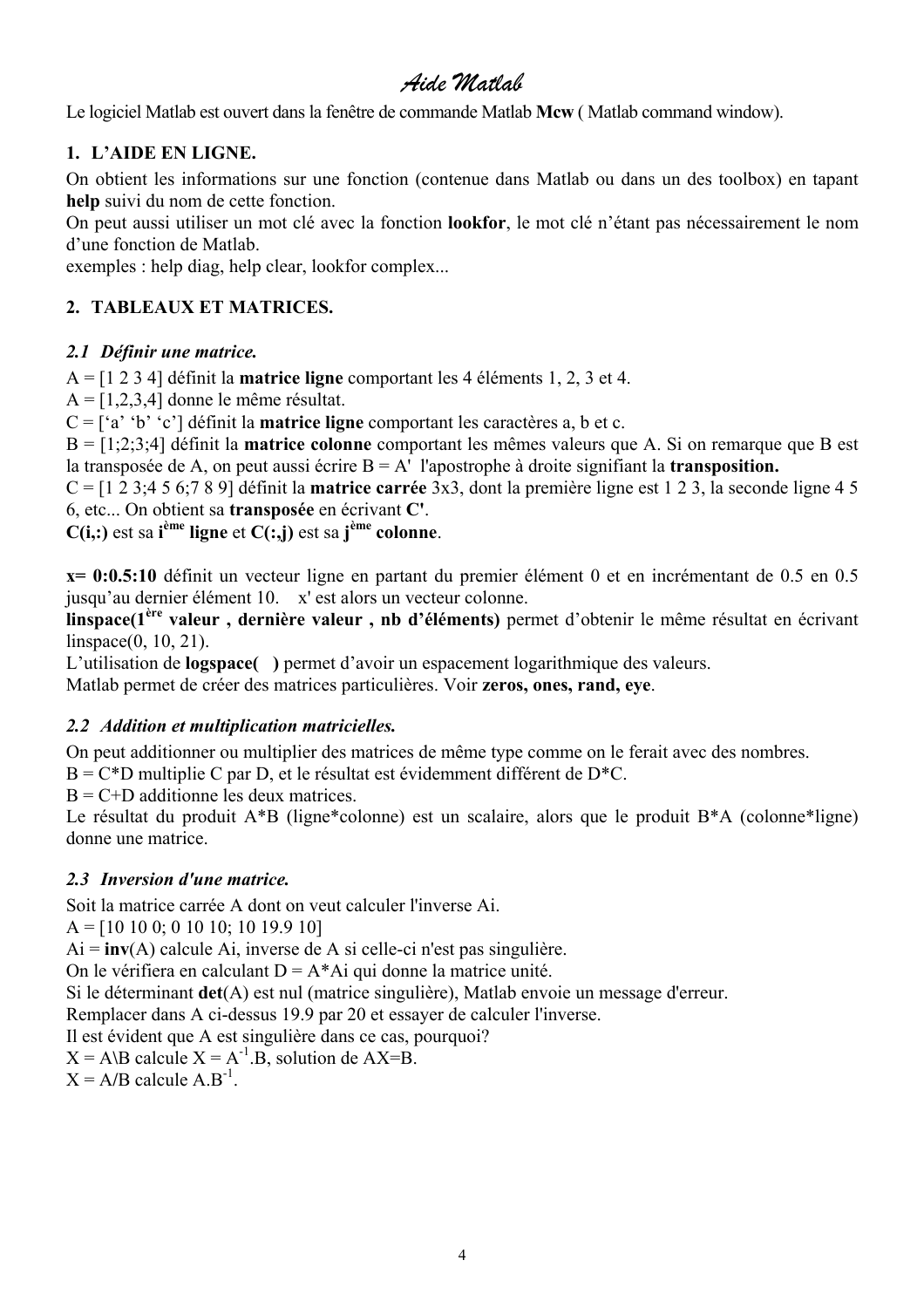# *Aide Matlab*

Le logiciel Matlab est ouvert dans la fenêtre de commande Matlab **Mcw** ( Matlab command window).

## 1. L'AIDE EN LIGNE.

On obtient les informations sur une fonction (contenue dans Matlab ou dans un des toolbox) en tapant **help** suivi du nom de cette fonction.
On peut aussi utiliser un mot clé avec la fonction **lookfor**, le mot clé n'étant pas nécessairement le nom d'une fonction de Matlab.
exemples : help diag, help clear, lookfor complex...

## 2. TABLEAUX ET MATRICES.

### *2.1 Définir une matrice.*

A = [1 2 3 4] définit la **matrice ligne** comportant les 4 éléments 1, 2, 3 et 4.
A = [1,2,3,4] donne le même résultat.
C = ['a' 'b' 'c'] définit la **matrice ligne** comportant les caractères a, b et c.
B = [1;2;3;4] définit la **matrice colonne** comportant les mêmes valeurs que A. Si on remarque que B est la transposée de A, on peut aussi écrire B = A' l'apostrophe à droite signifiant la **transposition.**
C = [1 2 3;4 5 6;7 8 9] définit la **matrice carrée** 3x3, dont la première ligne est 1 2 3, la seconde ligne 4 5 6, etc... On obtient sa **transposée** en écrivant **C'**.
**C(i,:)** est sa **i^ème ligne** et **C(:,j)** est sa **j^ème colonne**.

**x= 0:0.5:10** définit un vecteur ligne en partant du premier élément 0 et en incrémentant de 0.5 en 0.5 jusqu'au dernier élément 10.  x' est alors un vecteur colonne.
**linspace(1^ère valeur , dernière valeur , nb d'éléments)** permet d'obtenir le même résultat en écrivant linspace(0, 10, 21).
L'utilisation de **logspace( )** permet d'avoir un espacement logarithmique des valeurs.
Matlab permet de créer des matrices particulières. Voir **zeros, ones, rand, eye**.

### *2.2 Addition et multiplication matricielles.*

On peut additionner ou multiplier des matrices de même type comme on le ferait avec des nombres.
B = C*D multiplie C par D, et le résultat est évidemment différent de D*C.
B = C+D additionne les deux matrices.
Le résultat du produit A*B (ligne*colonne) est un scalaire, alors que le produit B*A (colonne*ligne) donne une matrice.

### *2.3 Inversion d'une matrice.*

Soit la matrice carrée A dont on veut calculer l'inverse Ai.
A = [10 10 0; 0 10 10; 10 19.9 10]
Ai = **inv**(A) calcule Ai, inverse de A si celle-ci n'est pas singulière.
On le vérifiera en calculant D = A*Ai qui donne la matrice unité.
Si le déterminant **det**(A) est nul (matrice singulière), Matlab envoie un message d'erreur.
Remplacer dans A ci-dessus 19.9 par 20 et essayer de calculer l'inverse.
Il est évident que A est singulière dans ce cas, pourquoi?
X = A\B calcule $X = A^{-1}.B$, solution de AX=B.
X = A/B calcule $A.B^{-1}$.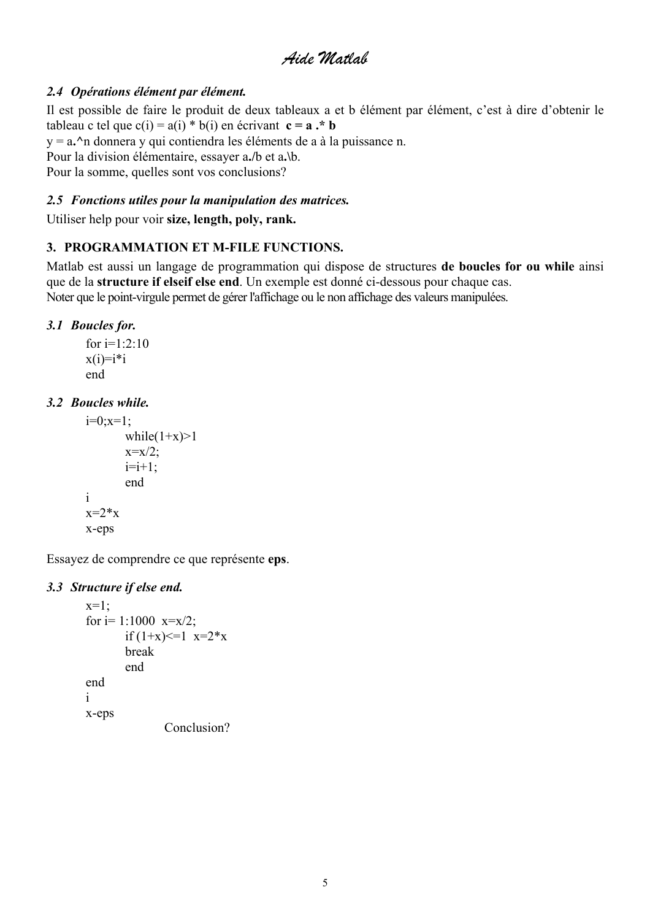### *2.4 Opérations élément par élément.*

Il est possible de faire le produit de deux tableaux a et b élément par élément, c'est à dire d'obtenir le tableau c tel que c(i) = a(i) * b(i) en écrivant **c = a .* b**

y = a**.**^n donnera y qui contiendra les éléments de a à la puissance n.

Pour la division élémentaire, essayer a**./**b et a**.**\b.

Pour la somme, quelles sont vos conclusions?

### *2.5 Fonctions utiles pour la manipulation des matrices.*

Utiliser help pour voir **size, length, poly, rank.**

## 3. PROGRAMMATION ET M-FILE FUNCTIONS.

Matlab est aussi un langage de programmation qui dispose de structures **de boucles for ou while** ainsi que de la **structure if elseif else end**. Un exemple est donné ci-dessous pour chaque cas.

Noter que le point-virgule permet de gérer l'affichage ou le non affichage des valeurs manipulées.

### *3.1 Boucles for.*

```
for i=1:2:10
x(i)=i*i
end
```

### *3.2 Boucles while.*

```
i=0;x=1;
        while(1+x)>1
        x=x/2;
        i=i+1;
        end
i
x=2*x
x-eps
```

Essayez de comprendre ce que représente **eps**.

### *3.3 Structure if else end.*

```
x=1;
for i= 1:1000  x=x/2;
        if (1+x)<=1  x=2*x
        break
        end
end
i
x-eps
```

Conclusion?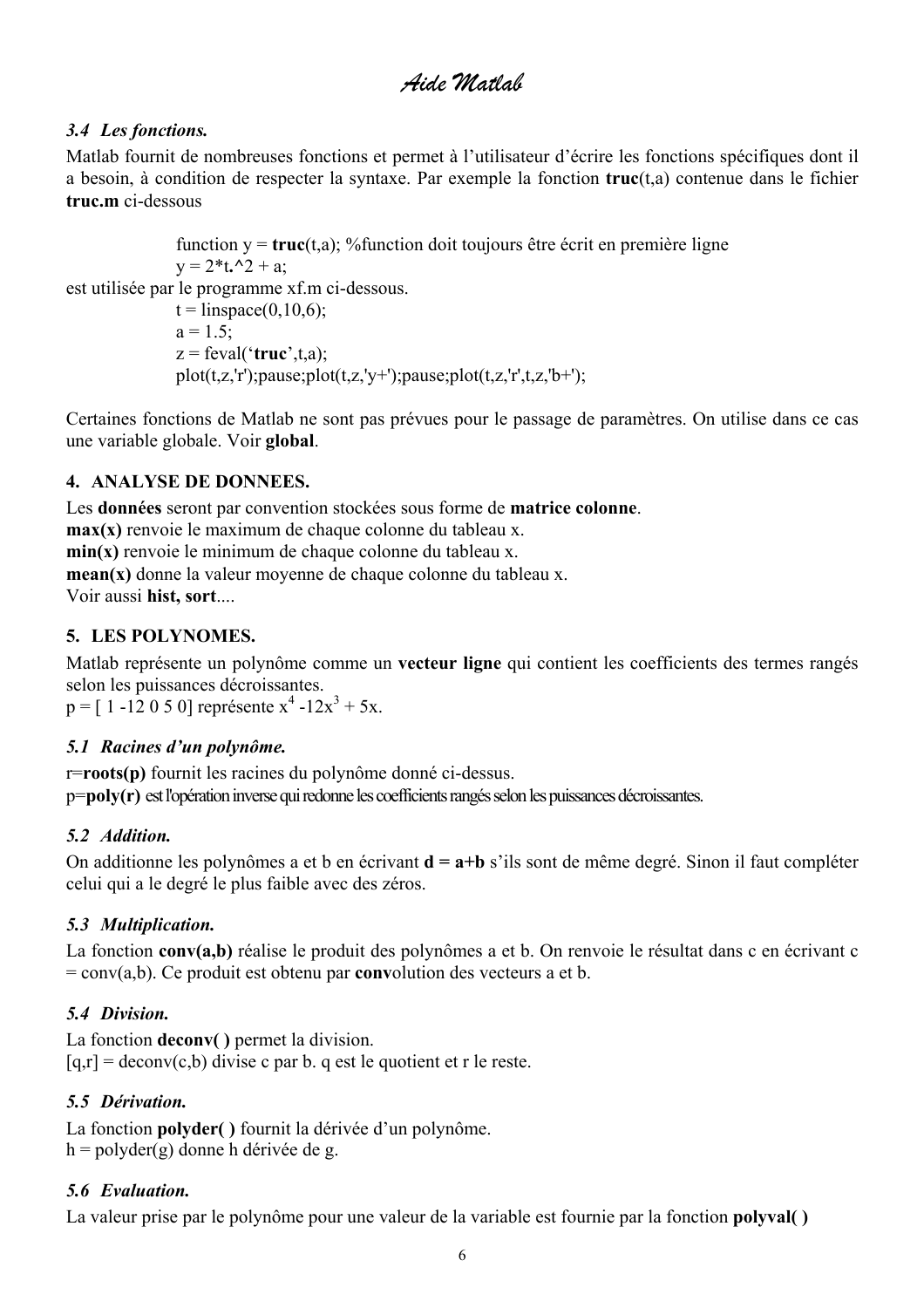### *3.4 Les fonctions.*

Matlab fournit de nombreuses fonctions et permet à l'utilisateur d'écrire les fonctions spécifiques dont il a besoin, à condition de respecter la syntaxe. Par exemple la fonction **truc**(t,a) contenue dans le fichier **truc.m** ci-dessous

```
function y = truc(t,a); %function doit toujours être écrit en première ligne
y = 2*t.^2 + a;
```

est utilisée par le programme xf.m ci-dessous.

```
t = linspace(0,10,6);
a = 1.5;
z = feval('truc',t,a);
plot(t,z,'r');pause;plot(t,z,'y+');pause;plot(t,z,'r',t,z,'b+');
```

Certaines fonctions de Matlab ne sont pas prévues pour le passage de paramètres. On utilise dans ce cas une variable globale. Voir **global**.

## 4. ANALYSE DE DONNEES.

Les **données** seront par convention stockées sous forme de **matrice colonne**.
**max(x)** renvoie le maximum de chaque colonne du tableau x.
**min(x)** renvoie le minimum de chaque colonne du tableau x.
**mean(x)** donne la valeur moyenne de chaque colonne du tableau x.
Voir aussi **hist, sort**....

## 5. LES POLYNOMES.

Matlab représente un polynôme comme un **vecteur ligne** qui contient les coefficients des termes rangés selon les puissances décroissantes.
p = [ 1 -12 0 5 0] représente $x^4 -12x^3 + 5x$.

### *5.1 Racines d'un polynôme.*

r=**roots(p)** fournit les racines du polynôme donné ci-dessus.
p=**poly(r)** est l'opération inverse qui redonne les coefficients rangés selon les puissances décroissantes.

### *5.2 Addition.*

On additionne les polynômes a et b en écrivant **d = a+b** s'ils sont de même degré. Sinon il faut compléter celui qui a le degré le plus faible avec des zéros.

### *5.3 Multiplication.*

La fonction **conv(a,b)** réalise le produit des polynômes a et b. On renvoie le résultat dans c en écrivant c = conv(a,b). Ce produit est obtenu par **conv**olution des vecteurs a et b.

### *5.4 Division.*

La fonction **deconv( )** permet la division.
[q,r] = deconv(c,b) divise c par b. q est le quotient et r le reste.

### *5.5 Dérivation.*

La fonction **polyder( )** fournit la dérivée d'un polynôme.
h = polyder(g) donne h dérivée de g.

### *5.6 Evaluation.*

La valeur prise par le polynôme pour une valeur de la variable est fournie par la fonction **polyval( )**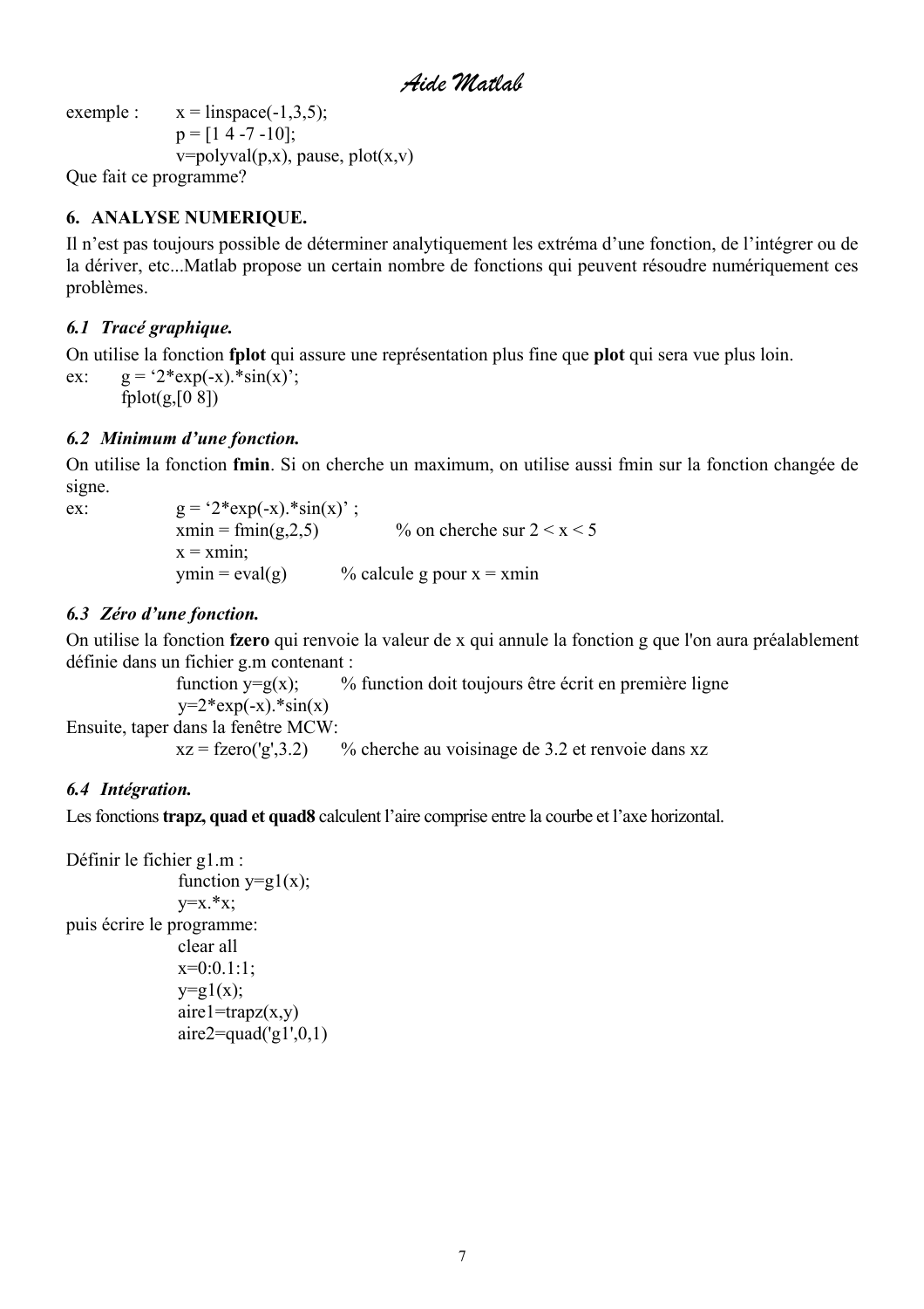exemple :

```
x = linspace(-1,3,5);
p = [1 4 -7 -10];
v=polyval(p,x), pause, plot(x,v)
```

Que fait ce programme?

## 6. ANALYSE NUMERIQUE.

Il n'est pas toujours possible de déterminer analytiquement les extréma d'une fonction, de l'intégrer ou de la dériver, etc...Matlab propose un certain nombre de fonctions qui peuvent résoudre numériquement ces problèmes.

### *6.1 Tracé graphique.*

On utilise la fonction **fplot** qui assure une représentation plus fine que **plot** qui sera vue plus loin.

ex:

```
g = '2*exp(-x).*sin(x)';
fplot(g,[0 8])
```

### *6.2 Minimum d'une fonction.*

On utilise la fonction **fmin**. Si on cherche un maximum, on utilise aussi fmin sur la fonction changée de signe.

ex:

```
g = '2*exp(-x).*sin(x)' ;
xmin = fmin(g,2,5)          % on cherche sur 2 < x < 5
x = xmin;
ymin = eval(g)              % calcule g pour x = xmin
```

### *6.3 Zéro d'une fonction.*

On utilise la fonction **fzero** qui renvoie la valeur de x qui annule la fonction g que l'on aura préalablement définie dans un fichier g.m contenant :

```
function y=g(x);     % function doit toujours être écrit en première ligne
y=2*exp(-x).*sin(x)
```

Ensuite, taper dans la fenêtre MCW:

```
xz = fzero('g',3.2)     % cherche au voisinage de 3.2 et renvoie dans xz
```

### *6.4 Intégration.*

Les fonctions **trapz, quad et quad8** calculent l'aire comprise entre la courbe et l'axe horizontal.

Définir le fichier g1.m :

```
function y=g1(x);
y=x.*x;
```

puis écrire le programme:

```
clear all
x=0:0.1:1;
y=g1(x);
aire1=trapz(x,y)
aire2=quad('g1',0,1)
```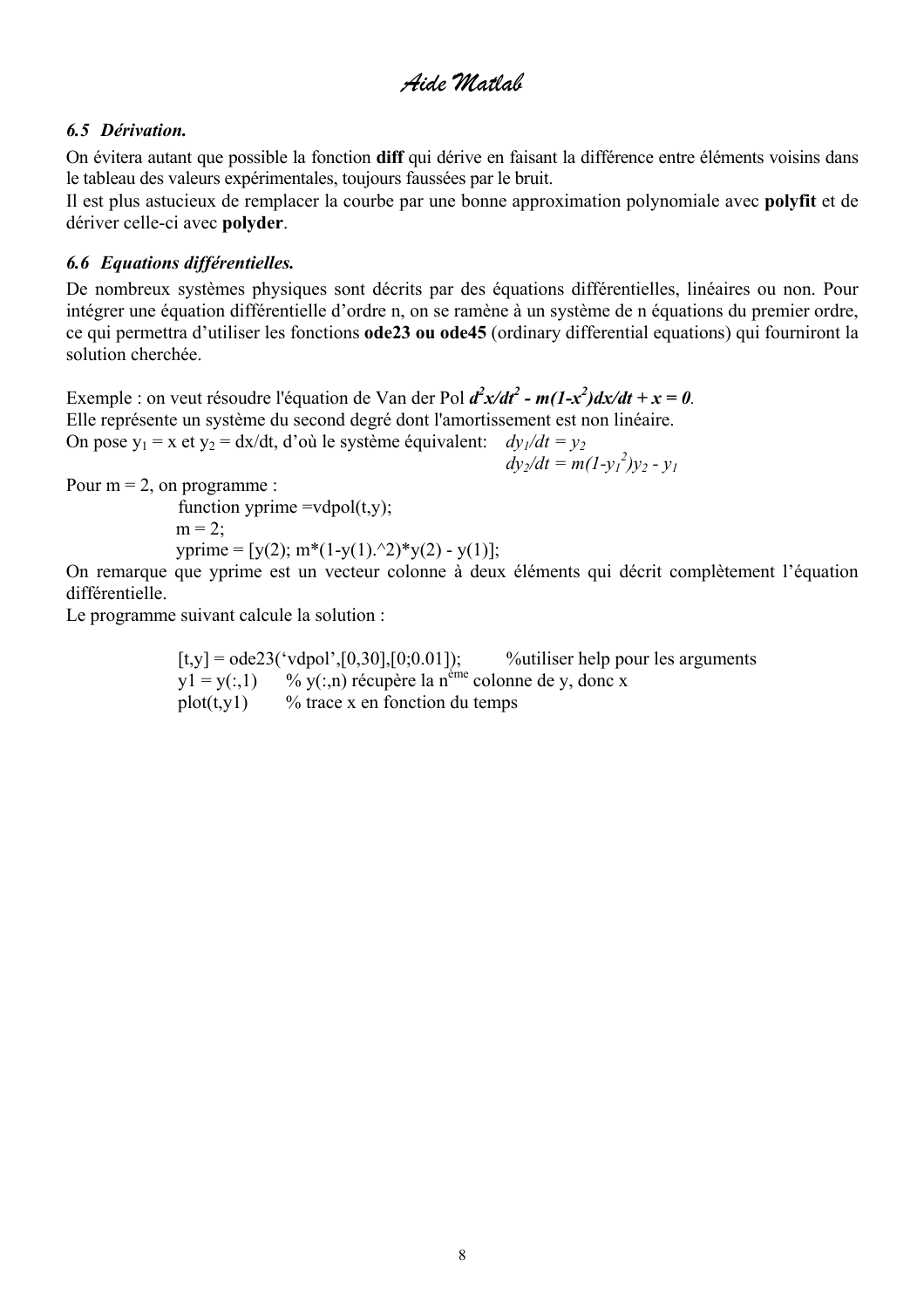### 6.5 *Dérivation.*

On évitera autant que possible la fonction **diff** qui dérive en faisant la différence entre éléments voisins dans le tableau des valeurs expérimentales, toujours faussées par le bruit.
Il est plus astucieux de remplacer la courbe par une bonne approximation polynomiale avec **polyfit** et de dériver celle-ci avec **polyder**.

### 6.6 *Equations différentielles.*

De nombreux systèmes physiques sont décrits par des équations différentielles, linéaires ou non. Pour intégrer une équation différentielle d'ordre n, on se ramène à un système de n équations du premier ordre, ce qui permettra d'utiliser les fonctions **ode23 ou ode45** (ordinary differential equations) qui fourniront la solution cherchée.

Exemple : on veut résoudre l'équation de Van der Pol $d^2x/dt^2 - m(1-x^2)dx/dt + x = 0$.
Elle représente un système du second degré dont l'amortissement est non linéaire.
On pose $y_1 = x$ et $y_2 = dx/dt$, d'où le système équivalent:

$$dy_1/dt = y_2$$
$$dy_2/dt = m(1-y_1^2)y_2 - y_1$$

Pour m = 2, on programme :

```
function yprime =vdpol(t,y);
m = 2;
yprime = [y(2); m*(1-y(1).^2)*y(2) - y(1)];
```

On remarque que yprime est un vecteur colonne à deux éléments qui décrit complètement l'équation différentielle.
Le programme suivant calcule la solution :

```
[t,y] = ode23('vdpol',[0,30],[0;0.01]);     %utiliser help pour les arguments
y1 = y(:,1)    % y(:,n) récupère la nème colonne de y, donc x
plot(t,y1)     % trace x en fonction du temps
```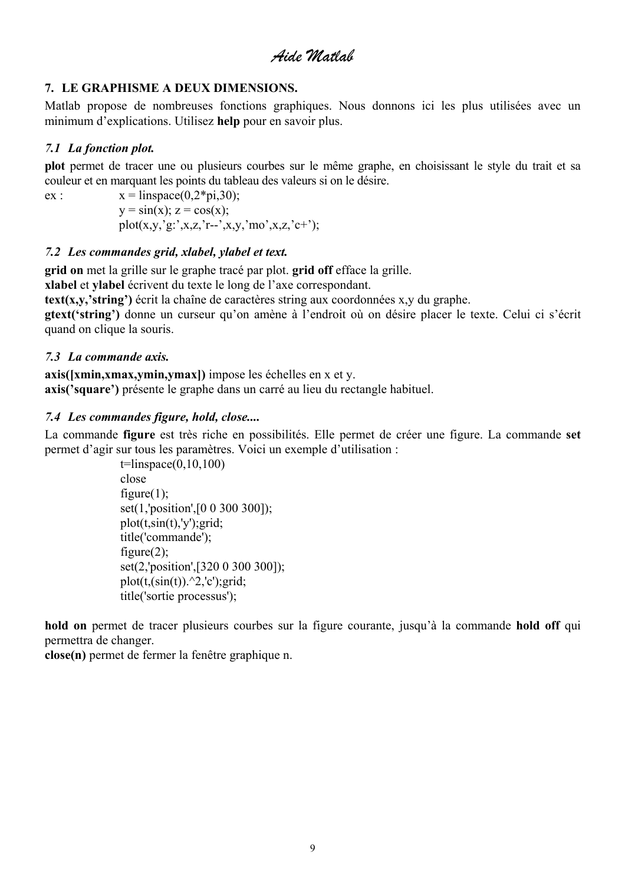## 7. LE GRAPHISME A DEUX DIMENSIONS.

Matlab propose de nombreuses fonctions graphiques. Nous donnons ici les plus utilisées avec un minimum d'explications. Utilisez **help** pour en savoir plus.

### *7.1 La fonction plot.*

**plot** permet de tracer une ou plusieurs courbes sur le même graphe, en choisissant le style du trait et sa couleur et en marquant les points du tableau des valeurs si on le désire.

ex :

```
x = linspace(0,2*pi,30);
y = sin(x); z = cos(x);
plot(x,y,'g:',x,z,'r--',x,y,'mo',x,z,'c+');
```

### *7.2 Les commandes grid, xlabel, ylabel et text.*

**grid on** met la grille sur le graphe tracé par plot. **grid off** efface la grille.

**xlabel** et **ylabel** écrivent du texte le long de l'axe correspondant.

**text(x,y,'string')** écrit la chaîne de caractères string aux coordonnées x,y du graphe.

**gtext('string')** donne un curseur qu'on amène à l'endroit où on désire placer le texte. Celui ci s'écrit quand on clique la souris.

### *7.3 La commande axis.*

**axis([xmin,xmax,ymin,ymax])** impose les échelles en x et y.

**axis('square')** présente le graphe dans un carré au lieu du rectangle habituel.

### *7.4 Les commandes figure, hold, close....*

La commande **figure** est très riche en possibilités. Elle permet de créer une figure. La commande **set** permet d'agir sur tous les paramètres. Voici un exemple d'utilisation :

```
t=linspace(0,10,100)
close
figure(1);
set(1,'position',[0 0 300 300]);
plot(t,sin(t),'y');grid;
title('commande');
figure(2);
set(2,'position',[320 0 300 300]);
plot(t,(sin(t)).^2,'c');grid;
title('sortie processus');
```

**hold on** permet de tracer plusieurs courbes sur la figure courante, jusqu'à la commande **hold off** qui permettra de changer.

**close(n)** permet de fermer la fenêtre graphique n.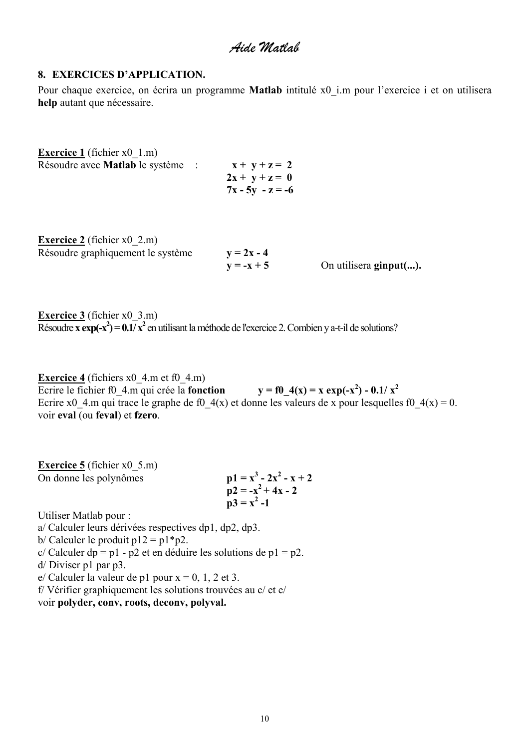## 8. EXERCICES D'APPLICATION.

Pour chaque exercice, on écrira un programme **Matlab** intitulé x0_i.m pour l'exercice i et on utilisera **help** autant que nécessaire.

**Exercice 1** (fichier x0_1.m)

Résoudre avec **Matlab** le système :

$$\begin{aligned} x + y + z &= 2 \\ 2x + y + z &= 0 \\ 7x - 5y - z &= -6 \end{aligned}$$

**Exercice 2** (fichier x0_2.m)

Résoudre graphiquement le système

$$\begin{aligned} y &= 2x - 4 \\ y &= -x + 5 \end{aligned}$$

On utilisera **ginput(...).**

**Exercice 3** (fichier x0_3.m)

Résoudre $\mathbf{x \exp(-x^2) = 0.1/ x^2}$ en utilisant la méthode de l'exercice 2. Combien y a-t-il de solutions?

**Exercice 4** (fichiers x0_4.m et f0_4.m)

Ecrire le fichier f0_4.m qui crée la **fonction** $\mathbf{y = f0\_4(x) = x \exp(-x^2) - 0.1/ x^2}$

Ecrire x0_4.m qui trace le graphe de f0_4(x) et donne les valeurs de x pour lesquelles f0_4(x) = 0.

voir **eval** (ou **feval**) et **fzero**.

**Exercice 5** (fichier x0_5.m)

On donne les polynômes

$$\begin{aligned} p1 &= x^3 - 2x^2 - x + 2 \\ p2 &= -x^2 + 4x - 2 \\ p3 &= x^2 - 1 \end{aligned}$$

Utiliser Matlab pour :

a/ Calculer leurs dérivées respectives dp1, dp2, dp3.

b/ Calculer le produit p12 = p1*p2.

c/ Calculer dp = p1 - p2 et en déduire les solutions de p1 = p2.

d/ Diviser p1 par p3.

e/ Calculer la valeur de p1 pour x = 0, 1, 2 et 3.

f/ Vérifier graphiquement les solutions trouvées au c/ et e/

voir **polyder, conv, roots, deconv, polyval.**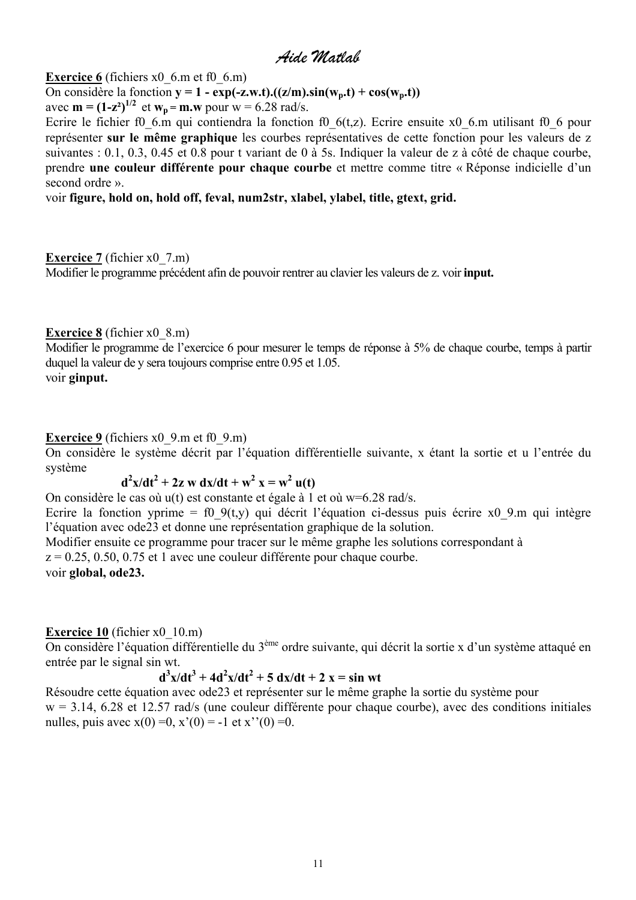# *Aide Matlab*

**Exercice 6** (fichiers x0_6.m et f0_6.m)

On considère la fonction $\mathbf{y = 1 - exp(-z.w.t).((z/m).sin(w_p.t) + cos(w_p.t))}$
avec $\mathbf{m = (1\text{-}z^2)^{1/2}}$ et $\mathbf{w_p = m.w}$ pour w = 6.28 rad/s.

Ecrire le fichier f0_6.m qui contiendra la fonction f0_6(t,z). Ecrire ensuite x0_6.m utilisant f0_6 pour représenter **sur le même graphique** les courbes représentatives de cette fonction pour les valeurs de z suivantes : 0.1, 0.3, 0.45 et 0.8 pour t variant de 0 à 5s. Indiquer la valeur de z à côté de chaque courbe, prendre **une couleur différente pour chaque courbe** et mettre comme titre « Réponse indicielle d'un second ordre ».

voir **figure, hold on, hold off, feval, num2str, xlabel, ylabel, title, gtext, grid.**

**Exercice 7** (fichier x0_7.m)

Modifier le programme précédent afin de pouvoir rentrer au clavier les valeurs de z. voir **input.**

**Exercice 8** (fichier x0_8.m)

Modifier le programme de l'exercice 6 pour mesurer le temps de réponse à 5% de chaque courbe, temps à partir duquel la valeur de y sera toujours comprise entre 0.95 et 1.05.

voir **ginput.**

**Exercice 9** (fichiers x0_9.m et f0_9.m)

On considère le système décrit par l'équation différentielle suivante, x étant la sortie et u l'entrée du système

$$\mathbf{d^2x/dt^2 + 2z\ w\ dx/dt + w^2\ x = w^2\ u(t)}$$

On considère le cas où u(t) est constante et égale à 1 et où w=6.28 rad/s.

Ecrire la fonction yprime = f0_9(t,y) qui décrit l'équation ci-dessus puis écrire x0_9.m qui intègre l'équation avec ode23 et donne une représentation graphique de la solution.

Modifier ensuite ce programme pour tracer sur le même graphe les solutions correspondant à
z = 0.25, 0.50, 0.75 et 1 avec une couleur différente pour chaque courbe.

voir **global, ode23.**

**Exercice 10** (fichier x0_10.m)

On considère l'équation différentielle du 3[ème] ordre suivante, qui décrit la sortie x d'un système attaqué en entrée par le signal sin wt.

$$\mathbf{d^3x/dt^3 + 4d^2x/dt^2 + 5\ dx/dt + 2\ x = sin\ wt}$$

Résoudre cette équation avec ode23 et représenter sur le même graphe la sortie du système pour
w = 3.14, 6.28 et 12.57 rad/s (une couleur différente pour chaque courbe), avec des conditions initiales nulles, puis avec x(0) =0, x'(0) = -1 et x''(0) =0.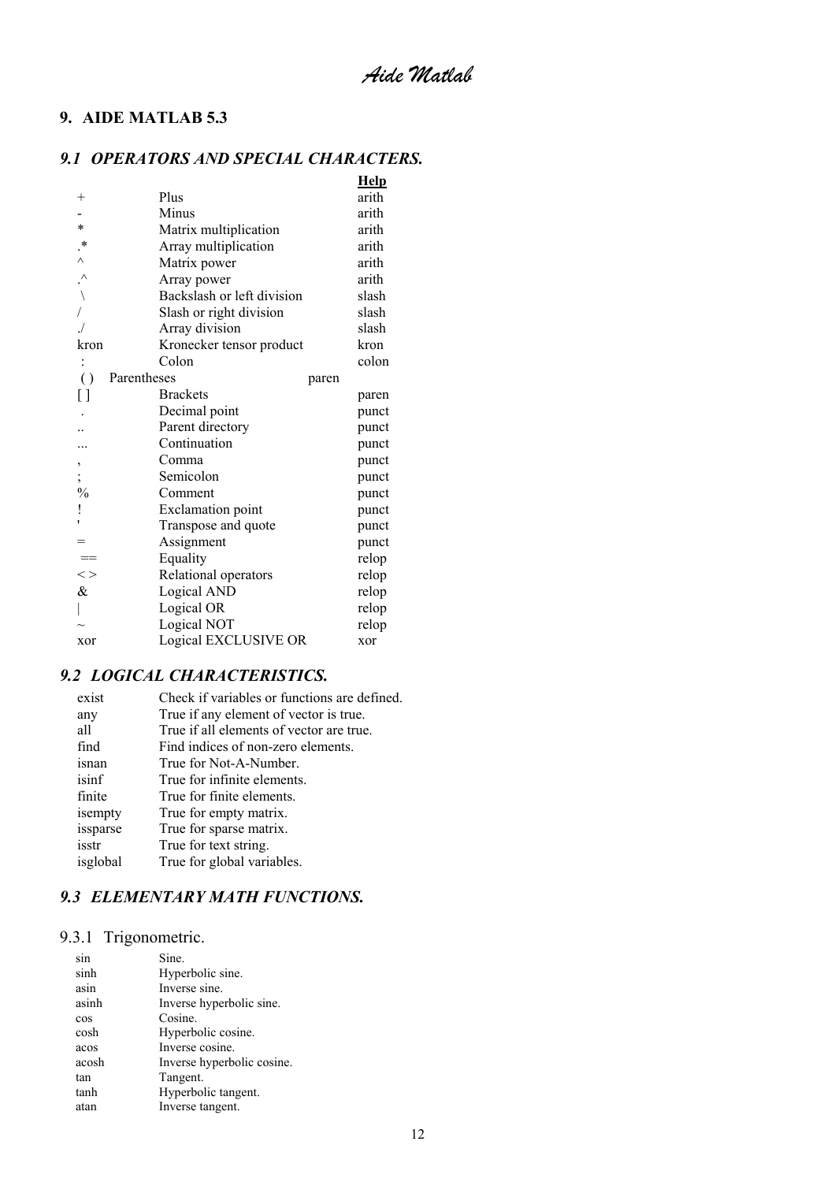## 9. AIDE MATLAB 5.3

### 9.1 *OPERATORS AND SPECIAL CHARACTERS.*

| | | **Help** |
|---|---|---|
| + | Plus | arith |
| - | Minus | arith |
| * | Matrix multiplication | arith |
| .* | Array multiplication | arith |
| ^ | Matrix power | arith |
| .^ | Array power | arith |
| \ | Backslash or left division | slash |
| / | Slash or right division | slash |
| ./ | Array division | slash |
| kron | Kronecker tensor product | kron |
| : | Colon | colon |
| ( ) | Parentheses | paren |
| [ ] | Brackets | paren |
| . | Decimal point | punct |
| .. | Parent directory | punct |
| ... | Continuation | punct |
| , | Comma | punct |
| ; | Semicolon | punct |
| % | Comment | punct |
| ! | Exclamation point | punct |
| ' | Transpose and quote | punct |
| = | Assignment | punct |
| == | Equality | relop |
| < > | Relational operators | relop |
| & | Logical AND | relop |
| \| | Logical OR | relop |
| ~ | Logical NOT | relop |
| xor | Logical EXCLUSIVE OR | xor |

### 9.2 *LOGICAL CHARACTERISTICS.*

| | |
|---|---|
| exist | Check if variables or functions are defined. |
| any | True if any element of vector is true. |
| all | True if all elements of vector are true. |
| find | Find indices of non-zero elements. |
| isnan | True for Not-A-Number. |
| isinf | True for infinite elements. |
| finite | True for finite elements. |
| isempty | True for empty matrix. |
| issparse | True for sparse matrix. |
| isstr | True for text string. |
| isglobal | True for global variables. |

### 9.3 *ELEMENTARY MATH FUNCTIONS.*

#### 9.3.1 Trigonometric.

| | |
|---|---|
| sin | Sine. |
| sinh | Hyperbolic sine. |
| asin | Inverse sine. |
| asinh | Inverse hyperbolic sine. |
| cos | Cosine. |
| cosh | Hyperbolic cosine. |
| acos | Inverse cosine. |
| acosh | Inverse hyperbolic cosine. |
| tan | Tangent. |
| tanh | Hyperbolic tangent. |
| atan | Inverse tangent. |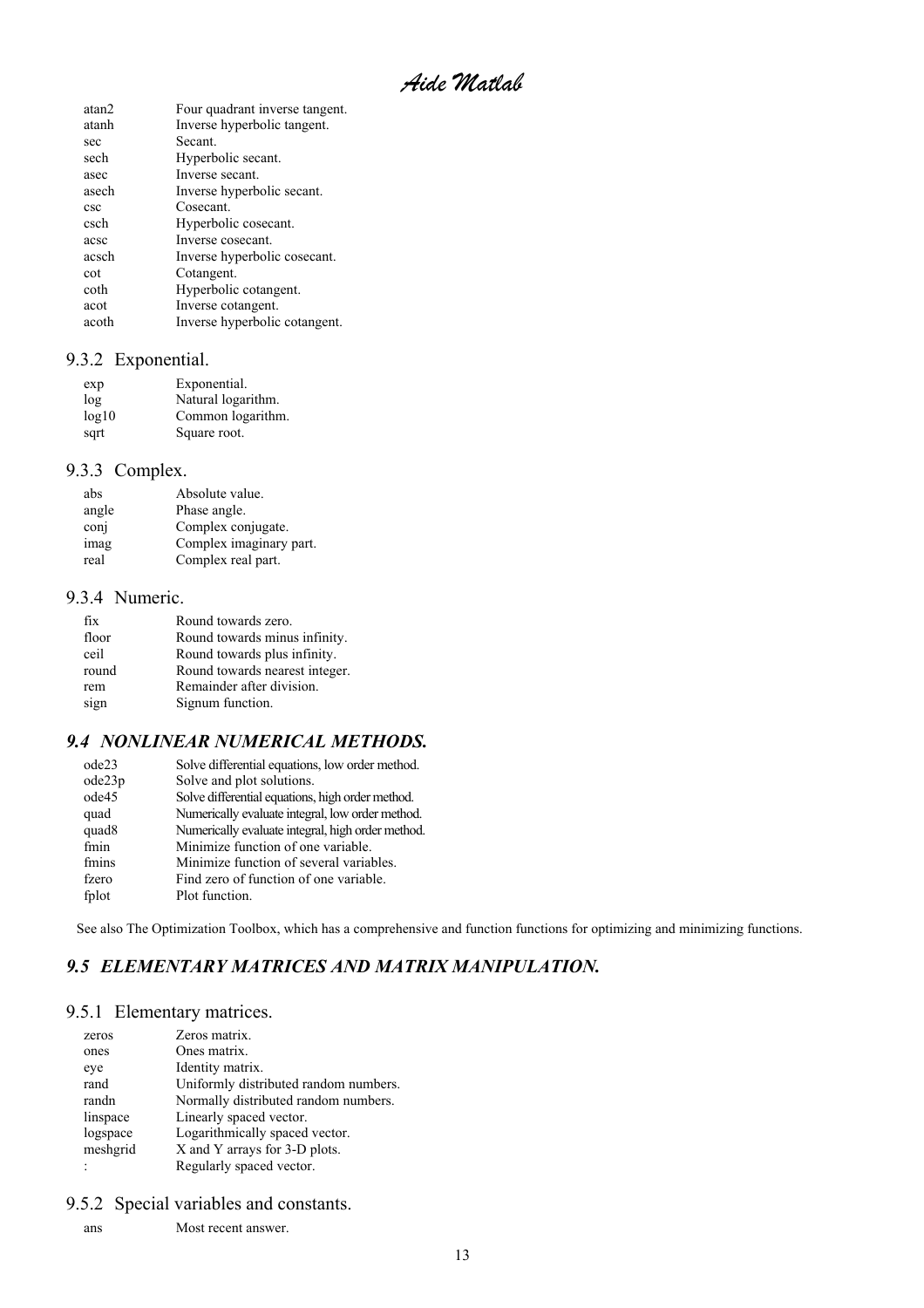| | |
|---|---|
| atan2 | Four quadrant inverse tangent. |
| atanh | Inverse hyperbolic tangent. |
| sec | Secant. |
| sech | Hyperbolic secant. |
| asec | Inverse secant. |
| asech | Inverse hyperbolic secant. |
| csc | Cosecant. |
| csch | Hyperbolic cosecant. |
| acsc | Inverse cosecant. |
| acsch | Inverse hyperbolic cosecant. |
| cot | Cotangent. |
| coth | Hyperbolic cotangent. |
| acot | Inverse cotangent. |
| acoth | Inverse hyperbolic cotangent. |

### 9.3.2 Exponential.

| | |
|---|---|
| exp | Exponential. |
| log | Natural logarithm. |
| log10 | Common logarithm. |
| sqrt | Square root. |

### 9.3.3 Complex.

| | |
|---|---|
| abs | Absolute value. |
| angle | Phase angle. |
| conj | Complex conjugate. |
| imag | Complex imaginary part. |
| real | Complex real part. |

### 9.3.4 Numeric.

| | |
|---|---|
| fix | Round towards zero. |
| floor | Round towards minus infinity. |
| ceil | Round towards plus infinity. |
| round | Round towards nearest integer. |
| rem | Remainder after division. |
| sign | Signum function. |

## *9.4 NONLINEAR NUMERICAL METHODS.*

| | |
|---|---|
| ode23 | Solve differential equations, low order method. |
| ode23p | Solve and plot solutions. |
| ode45 | Solve differential equations, high order method. |
| quad | Numerically evaluate integral, low order method. |
| quad8 | Numerically evaluate integral, high order method. |
| fmin | Minimize function of one variable. |
| fmins | Minimize function of several variables. |
| fzero | Find zero of function of one variable. |
| fplot | Plot function. |

See also The Optimization Toolbox, which has a comprehensive and function functions for optimizing and minimizing functions.

## *9.5 ELEMENTARY MATRICES AND MATRIX MANIPULATION.*

### 9.5.1 Elementary matrices.

| | |
|---|---|
| zeros | Zeros matrix. |
| ones | Ones matrix. |
| eye | Identity matrix. |
| rand | Uniformly distributed random numbers. |
| randn | Normally distributed random numbers. |
| linspace | Linearly spaced vector. |
| logspace | Logarithmically spaced vector. |
| meshgrid | X and Y arrays for 3-D plots. |
| : | Regularly spaced vector. |

### 9.5.2 Special variables and constants.

| | |
|---|---|
| ans | Most recent answer. |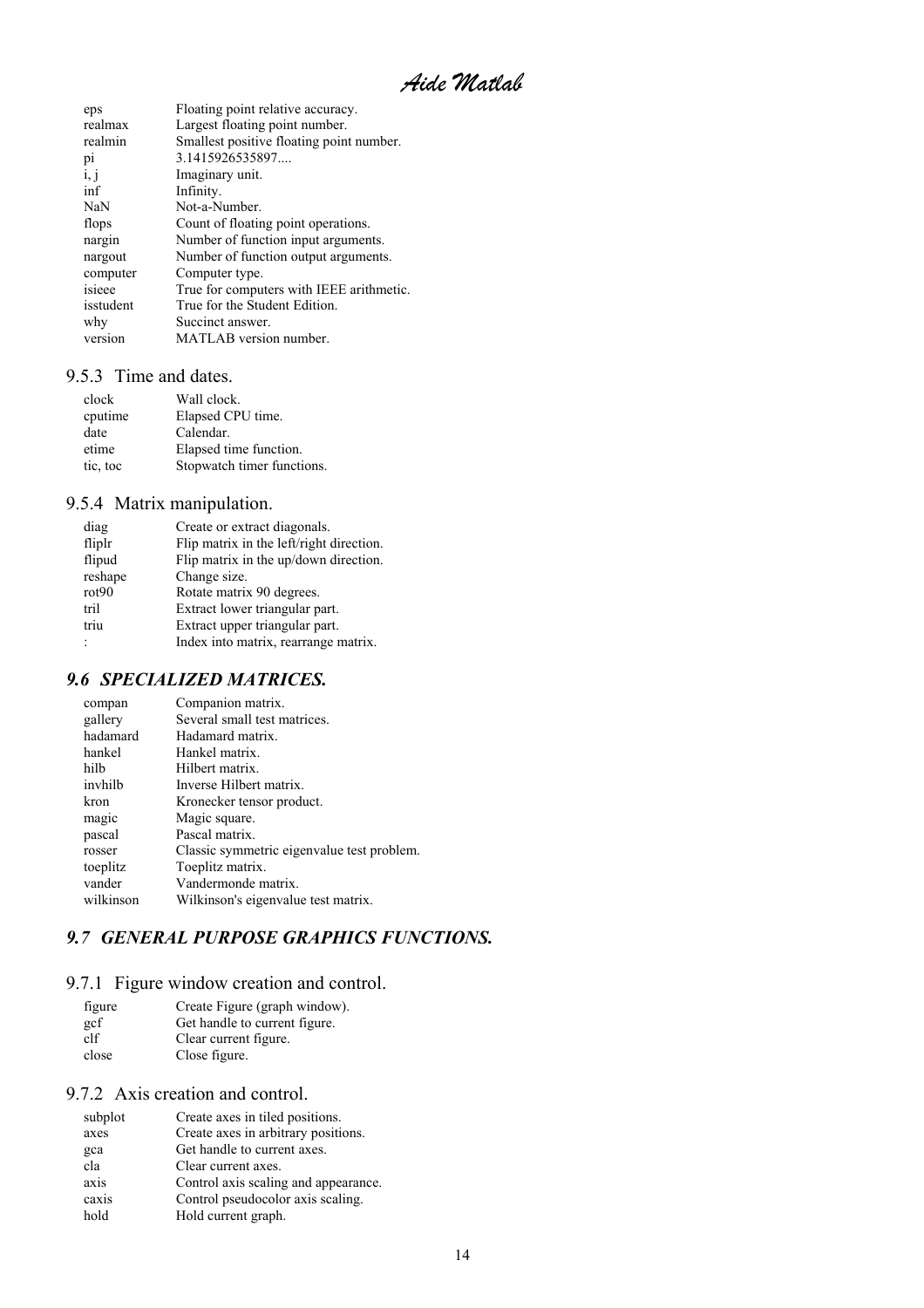| | |
|---|---|
| eps | Floating point relative accuracy. |
| realmax | Largest floating point number. |
| realmin | Smallest positive floating point number. |
| pi | 3.1415926535897.... |
| i, j | Imaginary unit. |
| inf | Infinity. |
| NaN | Not-a-Number. |
| flops | Count of floating point operations. |
| nargin | Number of function input arguments. |
| nargout | Number of function output arguments. |
| computer | Computer type. |
| isieee | True for computers with IEEE arithmetic. |
| isstudent | True for the Student Edition. |
| why | Succinct answer. |
| version | MATLAB version number. |

### 9.5.3 Time and dates.

| | |
|---|---|
| clock | Wall clock. |
| cputime | Elapsed CPU time. |
| date | Calendar. |
| etime | Elapsed time function. |
| tic, toc | Stopwatch timer functions. |

### 9.5.4 Matrix manipulation.

| | |
|---|---|
| diag | Create or extract diagonals. |
| fliplr | Flip matrix in the left/right direction. |
| flipud | Flip matrix in the up/down direction. |
| reshape | Change size. |
| rot90 | Rotate matrix 90 degrees. |
| tril | Extract lower triangular part. |
| triu | Extract upper triangular part. |
| : | Index into matrix, rearrange matrix. |

## *9.6 SPECIALIZED MATRICES.*

| | |
|---|---|
| compan | Companion matrix. |
| gallery | Several small test matrices. |
| hadamard | Hadamard matrix. |
| hankel | Hankel matrix. |
| hilb | Hilbert matrix. |
| invhilb | Inverse Hilbert matrix. |
| kron | Kronecker tensor product. |
| magic | Magic square. |
| pascal | Pascal matrix. |
| rosser | Classic symmetric eigenvalue test problem. |
| toeplitz | Toeplitz matrix. |
| vander | Vandermonde matrix. |
| wilkinson | Wilkinson's eigenvalue test matrix. |

## *9.7 GENERAL PURPOSE GRAPHICS FUNCTIONS.*

### 9.7.1 Figure window creation and control.

| | |
|---|---|
| figure | Create Figure (graph window). |
| gcf | Get handle to current figure. |
| clf | Clear current figure. |
| close | Close figure. |

### 9.7.2 Axis creation and control.

| | |
|---|---|
| subplot | Create axes in tiled positions. |
| axes | Create axes in arbitrary positions. |
| gca | Get handle to current axes. |
| cla | Clear current axes. |
| axis | Control axis scaling and appearance. |
| caxis | Control pseudocolor axis scaling. |
| hold | Hold current graph. |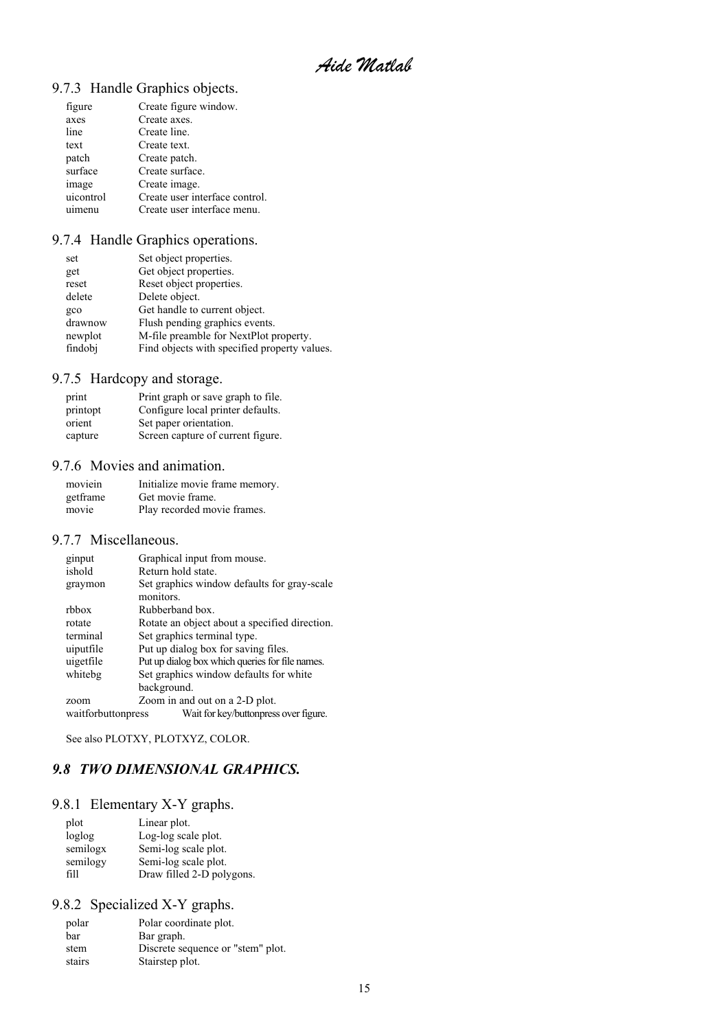### 9.7.3 Handle Graphics objects.

| | |
|---|---|
| figure | Create figure window. |
| axes | Create axes. |
| line | Create line. |
| text | Create text. |
| patch | Create patch. |
| surface | Create surface. |
| image | Create image. |
| uicontrol | Create user interface control. |
| uimenu | Create user interface menu. |

### 9.7.4 Handle Graphics operations.

| | |
|---|---|
| set | Set object properties. |
| get | Get object properties. |
| reset | Reset object properties. |
| delete | Delete object. |
| gco | Get handle to current object. |
| drawnow | Flush pending graphics events. |
| newplot | M-file preamble for NextPlot property. |
| findobj | Find objects with specified property values. |

### 9.7.5 Hardcopy and storage.

| | |
|---|---|
| print | Print graph or save graph to file. |
| printopt | Configure local printer defaults. |
| orient | Set paper orientation. |
| capture | Screen capture of current figure. |

### 9.7.6 Movies and animation.

| | |
|---|---|
| moviein | Initialize movie frame memory. |
| getframe | Get movie frame. |
| movie | Play recorded movie frames. |

### 9.7.7 Miscellaneous.

| | |
|---|---|
| ginput | Graphical input from mouse. |
| ishold | Return hold state. |
| graymon | Set graphics window defaults for gray-scale monitors. |
| rbbox | Rubberband box. |
| rotate | Rotate an object about a specified direction. |
| terminal | Set graphics terminal type. |
| uiputfile | Put up dialog box for saving files. |
| uigetfile | Put up dialog box which queries for file names. |
| whitebg | Set graphics window defaults for white background. |
| zoom | Zoom in and out on a 2-D plot. |
| waitforbuttonpress | Wait for key/buttonpress over figure. |

See also PLOTXY, PLOTXYZ, COLOR.

## *9.8 TWO DIMENSIONAL GRAPHICS.*

### 9.8.1 Elementary X-Y graphs.

| | |
|---|---|
| plot | Linear plot. |
| loglog | Log-log scale plot. |
| semilogx | Semi-log scale plot. |
| semilogy | Semi-log scale plot. |
| fill | Draw filled 2-D polygons. |

### 9.8.2 Specialized X-Y graphs.

| | |
|---|---|
| polar | Polar coordinate plot. |
| bar | Bar graph. |
| stem | Discrete sequence or "stem" plot. |
| stairs | Stairstep plot. |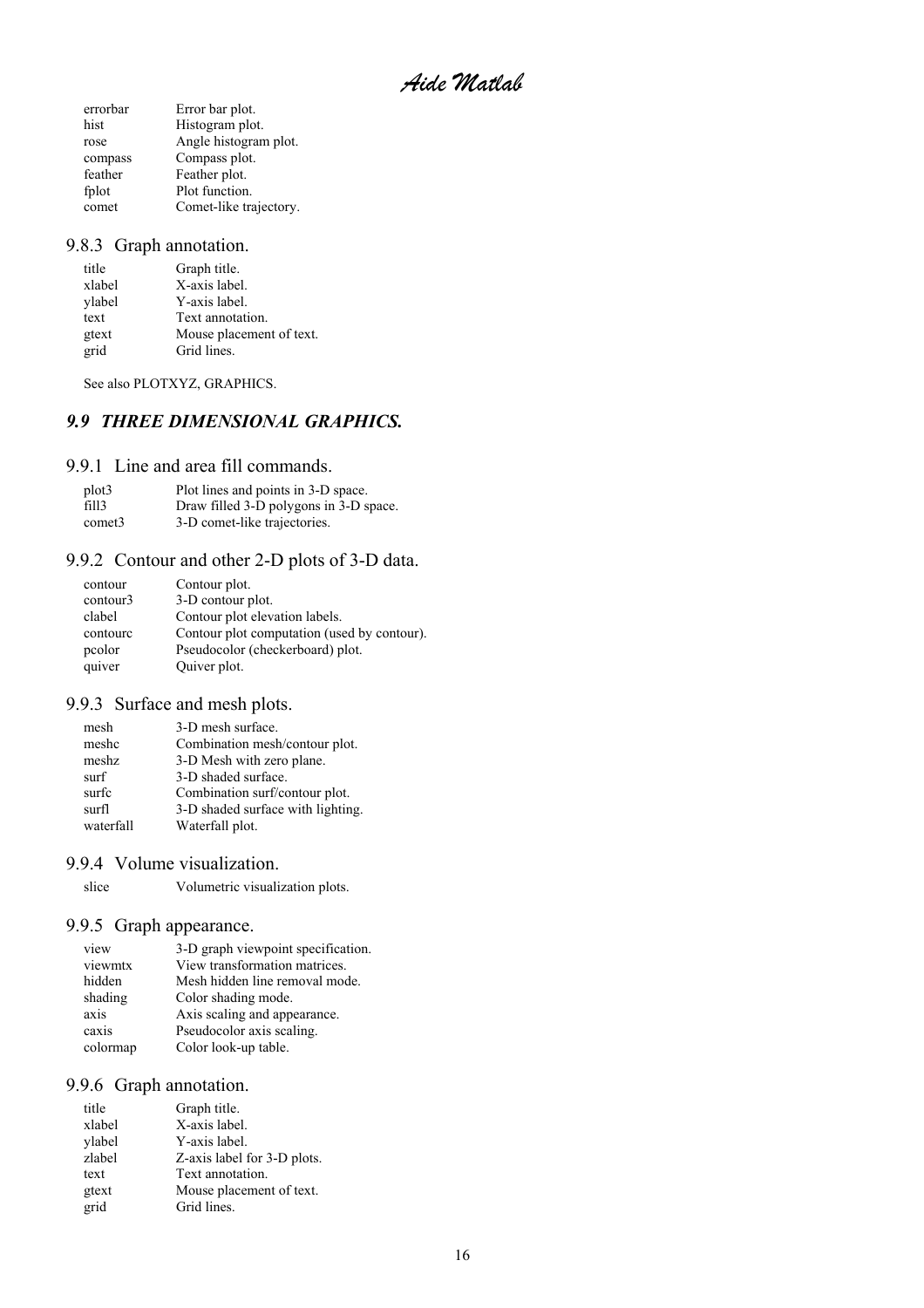| | |
|---|---|
| errorbar | Error bar plot. |
| hist | Histogram plot. |
| rose | Angle histogram plot. |
| compass | Compass plot. |
| feather | Feather plot. |
| fplot | Plot function. |
| comet | Comet-like trajectory. |

### 9.8.3 Graph annotation.

| | |
|---|---|
| title | Graph title. |
| xlabel | X-axis label. |
| ylabel | Y-axis label. |
| text | Text annotation. |
| gtext | Mouse placement of text. |
| grid | Grid lines. |

See also PLOTXYZ, GRAPHICS.

## *9.9 THREE DIMENSIONAL GRAPHICS.*

### 9.9.1 Line and area fill commands.

| | |
|---|---|
| plot3 | Plot lines and points in 3-D space. |
| fill3 | Draw filled 3-D polygons in 3-D space. |
| comet3 | 3-D comet-like trajectories. |

### 9.9.2 Contour and other 2-D plots of 3-D data.

| | |
|---|---|
| contour | Contour plot. |
| contour3 | 3-D contour plot. |
| clabel | Contour plot elevation labels. |
| contourc | Contour plot computation (used by contour). |
| pcolor | Pseudocolor (checkerboard) plot. |
| quiver | Quiver plot. |

### 9.9.3 Surface and mesh plots.

| | |
|---|---|
| mesh | 3-D mesh surface. |
| meshc | Combination mesh/contour plot. |
| meshz | 3-D Mesh with zero plane. |
| surf | 3-D shaded surface. |
| surfc | Combination surf/contour plot. |
| surfl | 3-D shaded surface with lighting. |
| waterfall | Waterfall plot. |

### 9.9.4 Volume visualization.

| | |
|---|---|
| slice | Volumetric visualization plots. |

### 9.9.5 Graph appearance.

| | |
|---|---|
| view | 3-D graph viewpoint specification. |
| viewmtx | View transformation matrices. |
| hidden | Mesh hidden line removal mode. |
| shading | Color shading mode. |
| axis | Axis scaling and appearance. |
| caxis | Pseudocolor axis scaling. |
| colormap | Color look-up table. |

### 9.9.6 Graph annotation.

| | |
|---|---|
| title | Graph title. |
| xlabel | X-axis label. |
| ylabel | Y-axis label. |
| zlabel | Z-axis label for 3-D plots. |
| text | Text annotation. |
| gtext | Mouse placement of text. |
| grid | Grid lines. |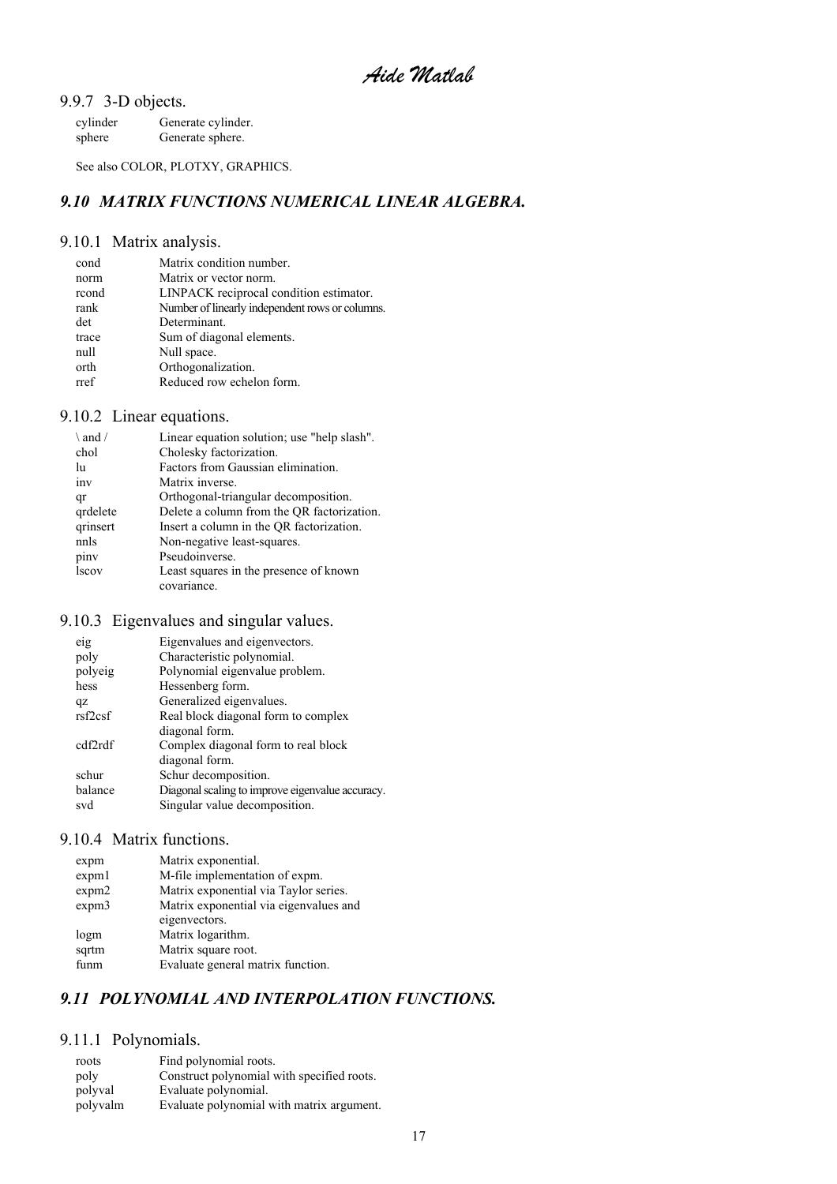### 9.9.7 3-D objects.

| | |
|---|---|
| cylinder | Generate cylinder. |
| sphere | Generate sphere. |

See also COLOR, PLOTXY, GRAPHICS.

## *9.10 MATRIX FUNCTIONS NUMERICAL LINEAR ALGEBRA.*

### 9.10.1 Matrix analysis.

| | |
|---|---|
| cond | Matrix condition number. |
| norm | Matrix or vector norm. |
| rcond | LINPACK reciprocal condition estimator. |
| rank | Number of linearly independent rows or columns. |
| det | Determinant. |
| trace | Sum of diagonal elements. |
| null | Null space. |
| orth | Orthogonalization. |
| rref | Reduced row echelon form. |

### 9.10.2 Linear equations.

| | |
|---|---|
| \ and / | Linear equation solution; use "help slash". |
| chol | Cholesky factorization. |
| lu | Factors from Gaussian elimination. |
| inv | Matrix inverse. |
| qr | Orthogonal-triangular decomposition. |
| qrdelete | Delete a column from the QR factorization. |
| qrinsert | Insert a column in the QR factorization. |
| nnls | Non-negative least-squares. |
| pinv | Pseudoinverse. |
| lscov | Least squares in the presence of known covariance. |

### 9.10.3 Eigenvalues and singular values.

| | |
|---|---|
| eig | Eigenvalues and eigenvectors. |
| poly | Characteristic polynomial. |
| polyeig | Polynomial eigenvalue problem. |
| hess | Hessenberg form. |
| qz | Generalized eigenvalues. |
| rsf2csf | Real block diagonal form to complex diagonal form. |
| cdf2rdf | Complex diagonal form to real block diagonal form. |
| schur | Schur decomposition. |
| balance | Diagonal scaling to improve eigenvalue accuracy. |
| svd | Singular value decomposition. |

### 9.10.4 Matrix functions.

| | |
|---|---|
| expm | Matrix exponential. |
| expm1 | M-file implementation of expm. |
| expm2 | Matrix exponential via Taylor series. |
| expm3 | Matrix exponential via eigenvalues and eigenvectors. |
| logm | Matrix logarithm. |
| sqrtm | Matrix square root. |
| funm | Evaluate general matrix function. |

## *9.11 POLYNOMIAL AND INTERPOLATION FUNCTIONS.*

### 9.11.1 Polynomials.

| | |
|---|---|
| roots | Find polynomial roots. |
| poly | Construct polynomial with specified roots. |
| polyval | Evaluate polynomial. |
| polyvalm | Evaluate polynomial with matrix argument. |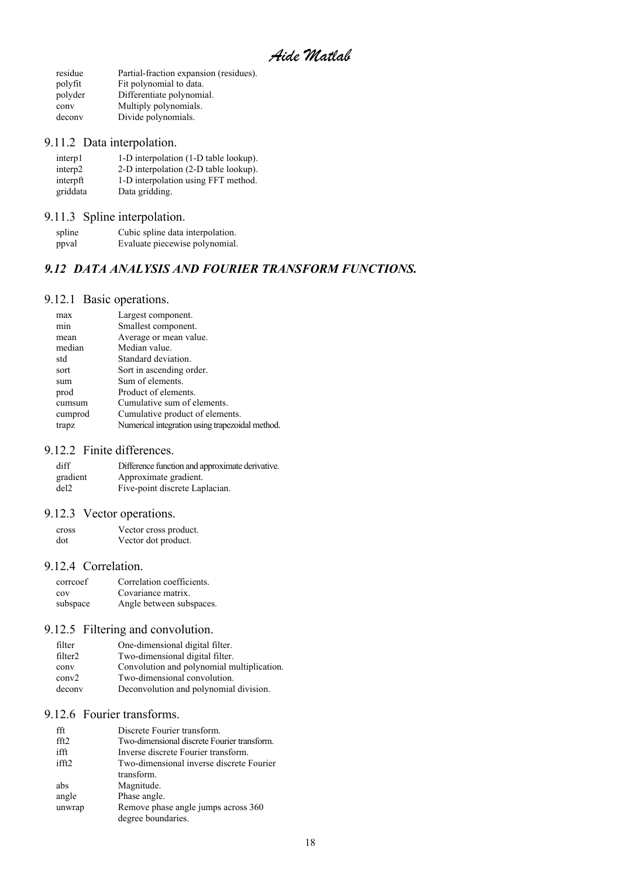| | |
|---|---|
| residue | Partial-fraction expansion (residues). |
| polyfit | Fit polynomial to data. |
| polyder | Differentiate polynomial. |
| conv | Multiply polynomials. |
| deconv | Divide polynomials. |

### 9.11.2 Data interpolation.

| | |
|---|---|
| interp1 | 1-D interpolation (1-D table lookup). |
| interp2 | 2-D interpolation (2-D table lookup). |
| interpft | 1-D interpolation using FFT method. |
| griddata | Data gridding. |

### 9.11.3 Spline interpolation.

| | |
|---|---|
| spline | Cubic spline data interpolation. |
| ppval | Evaluate piecewise polynomial. |

## *9.12 DATA ANALYSIS AND FOURIER TRANSFORM FUNCTIONS.*

### 9.12.1 Basic operations.

| | |
|---|---|
| max | Largest component. |
| min | Smallest component. |
| mean | Average or mean value. |
| median | Median value. |
| std | Standard deviation. |
| sort | Sort in ascending order. |
| sum | Sum of elements. |
| prod | Product of elements. |
| cumsum | Cumulative sum of elements. |
| cumprod | Cumulative product of elements. |
| trapz | Numerical integration using trapezoidal method. |

### 9.12.2 Finite differences.

| | |
|---|---|
| diff | Difference function and approximate derivative. |
| gradient | Approximate gradient. |
| del2 | Five-point discrete Laplacian. |

### 9.12.3 Vector operations.

| | |
|---|---|
| cross | Vector cross product. |
| dot | Vector dot product. |

### 9.12.4 Correlation.

| | |
|---|---|
| corrcoef | Correlation coefficients. |
| cov | Covariance matrix. |
| subspace | Angle between subspaces. |

### 9.12.5 Filtering and convolution.

| | |
|---|---|
| filter | One-dimensional digital filter. |
| filter2 | Two-dimensional digital filter. |
| conv | Convolution and polynomial multiplication. |
| conv2 | Two-dimensional convolution. |
| deconv | Deconvolution and polynomial division. |

### 9.12.6 Fourier transforms.

| | |
|---|---|
| fft | Discrete Fourier transform. |
| fft2 | Two-dimensional discrete Fourier transform. |
| ifft | Inverse discrete Fourier transform. |
| ifft2 | Two-dimensional inverse discrete Fourier transform. |
| abs | Magnitude. |
| angle | Phase angle. |
| unwrap | Remove phase angle jumps across 360 degree boundaries. |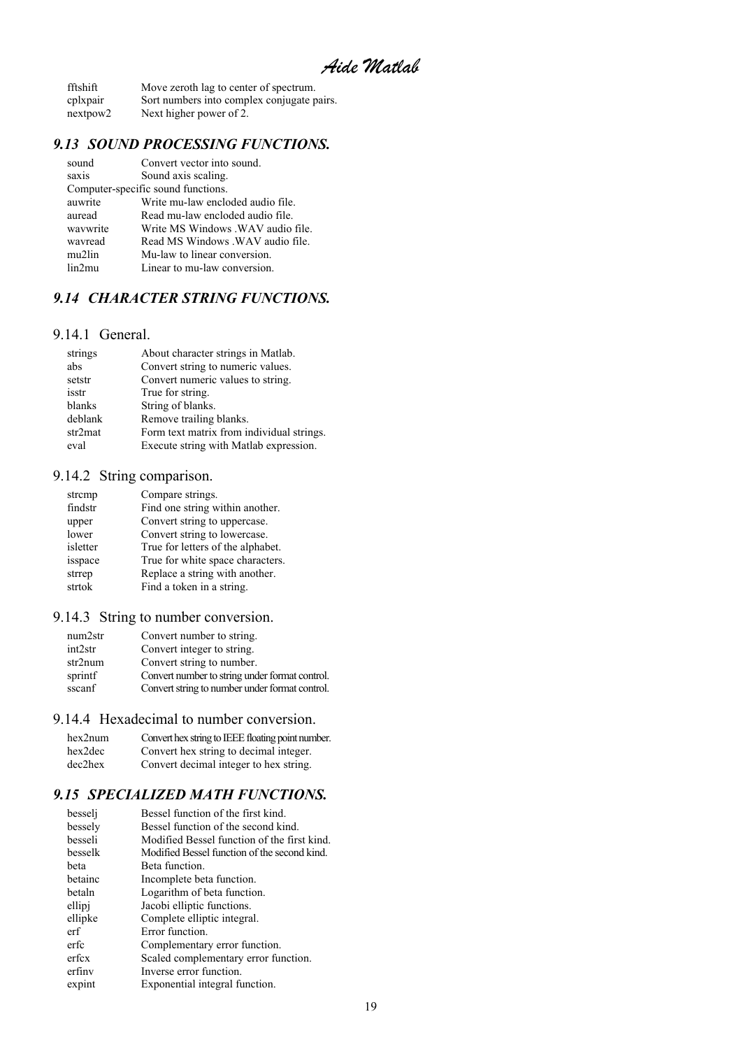| | |
|---|---|
| fftshift | Move zeroth lag to center of spectrum. |
| cplxpair | Sort numbers into complex conjugate pairs. |
| nextpow2 | Next higher power of 2. |

## *9.13 SOUND PROCESSING FUNCTIONS.*

| | |
|---|---|
| sound | Convert vector into sound. |
| saxis | Sound axis scaling. |
| Computer-specific sound functions. | |
| auwrite | Write mu-law encloded audio file. |
| auread | Read mu-law encloded audio file. |
| wavwrite | Write MS Windows .WAV audio file. |
| wavread | Read MS Windows .WAV audio file. |
| mu2lin | Mu-law to linear conversion. |
| lin2mu | Linear to mu-law conversion. |

## *9.14 CHARACTER STRING FUNCTIONS.*

### 9.14.1 General.

| | |
|---|---|
| strings | About character strings in Matlab. |
| abs | Convert string to numeric values. |
| setstr | Convert numeric values to string. |
| isstr | True for string. |
| blanks | String of blanks. |
| deblank | Remove trailing blanks. |
| str2mat | Form text matrix from individual strings. |
| eval | Execute string with Matlab expression. |

### 9.14.2 String comparison.

| | |
|---|---|
| strcmp | Compare strings. |
| findstr | Find one string within another. |
| upper | Convert string to uppercase. |
| lower | Convert string to lowercase. |
| isletter | True for letters of the alphabet. |
| isspace | True for white space characters. |
| strrep | Replace a string with another. |
| strtok | Find a token in a string. |

### 9.14.3 String to number conversion.

| | |
|---|---|
| num2str | Convert number to string. |
| int2str | Convert integer to string. |
| str2num | Convert string to number. |
| sprintf | Convert number to string under format control. |
| sscanf | Convert string to number under format control. |

### 9.14.4 Hexadecimal to number conversion.

| | |
|---|---|
| hex2num | Convert hex string to IEEE floating point number. |
| hex2dec | Convert hex string to decimal integer. |
| dec2hex | Convert decimal integer to hex string. |

## *9.15 SPECIALIZED MATH FUNCTIONS.*

| | |
|---|---|
| besselj | Bessel function of the first kind. |
| bessely | Bessel function of the second kind. |
| besseli | Modified Bessel function of the first kind. |
| besselk | Modified Bessel function of the second kind. |
| beta | Beta function. |
| betainc | Incomplete beta function. |
| betaln | Logarithm of beta function. |
| ellipj | Jacobi elliptic functions. |
| ellipke | Complete elliptic integral. |
| erf | Error function. |
| erfc | Complementary error function. |
| erfcx | Scaled complementary error function. |
| erfinv | Inverse error function. |
| expint | Exponential integral function. |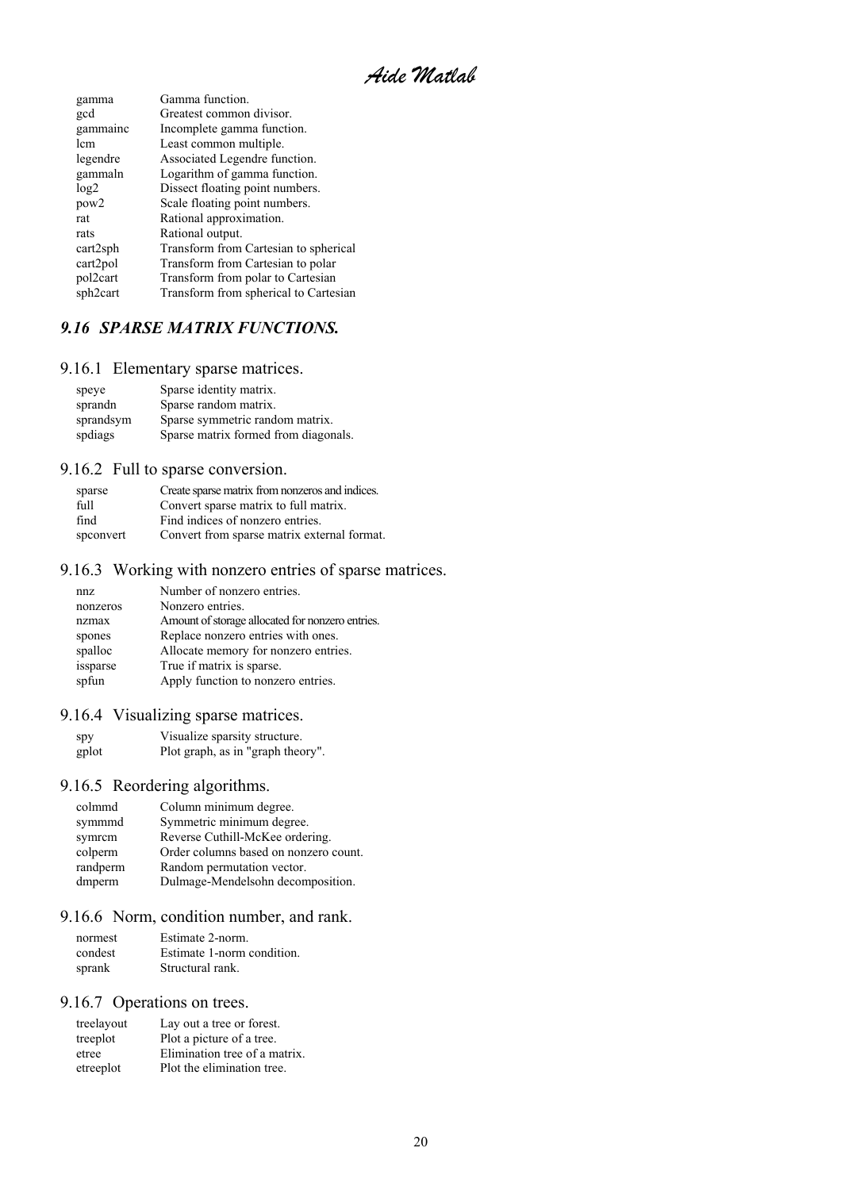| | |
|---|---|
| gamma | Gamma function. |
| gcd | Greatest common divisor. |
| gammainc | Incomplete gamma function. |
| lcm | Least common multiple. |
| legendre | Associated Legendre function. |
| gammaln | Logarithm of gamma function. |
| log2 | Dissect floating point numbers. |
| pow2 | Scale floating point numbers. |
| rat | Rational approximation. |
| rats | Rational output. |
| cart2sph | Transform from Cartesian to spherical |
| cart2pol | Transform from Cartesian to polar |
| pol2cart | Transform from polar to Cartesian |
| sph2cart | Transform from spherical to Cartesian |

## *9.16 SPARSE MATRIX FUNCTIONS.*

### 9.16.1 Elementary sparse matrices.

| | |
|---|---|
| speye | Sparse identity matrix. |
| sprandn | Sparse random matrix. |
| sprandsym | Sparse symmetric random matrix. |
| spdiags | Sparse matrix formed from diagonals. |

### 9.16.2 Full to sparse conversion.

| | |
|---|---|
| sparse | Create sparse matrix from nonzeros and indices. |
| full | Convert sparse matrix to full matrix. |
| find | Find indices of nonzero entries. |
| spconvert | Convert from sparse matrix external format. |

### 9.16.3 Working with nonzero entries of sparse matrices.

| | |
|---|---|
| nnz | Number of nonzero entries. |
| nonzeros | Nonzero entries. |
| nzmax | Amount of storage allocated for nonzero entries. |
| spones | Replace nonzero entries with ones. |
| spalloc | Allocate memory for nonzero entries. |
| issparse | True if matrix is sparse. |
| spfun | Apply function to nonzero entries. |

### 9.16.4 Visualizing sparse matrices.

| | |
|---|---|
| spy | Visualize sparsity structure. |
| gplot | Plot graph, as in "graph theory". |

### 9.16.5 Reordering algorithms.

| | |
|---|---|
| colmmd | Column minimum degree. |
| symmmd | Symmetric minimum degree. |
| symrcm | Reverse Cuthill-McKee ordering. |
| colperm | Order columns based on nonzero count. |
| randperm | Random permutation vector. |
| dmperm | Dulmage-Mendelsohn decomposition. |

### 9.16.6 Norm, condition number, and rank.

| | |
|---|---|
| normest | Estimate 2-norm. |
| condest | Estimate 1-norm condition. |
| sprank | Structural rank. |

### 9.16.7 Operations on trees.

| | |
|---|---|
| treelayout | Lay out a tree or forest. |
| treeplot | Plot a picture of a tree. |
| etree | Elimination tree of a matrix. |
| etreeplot | Plot the elimination tree. |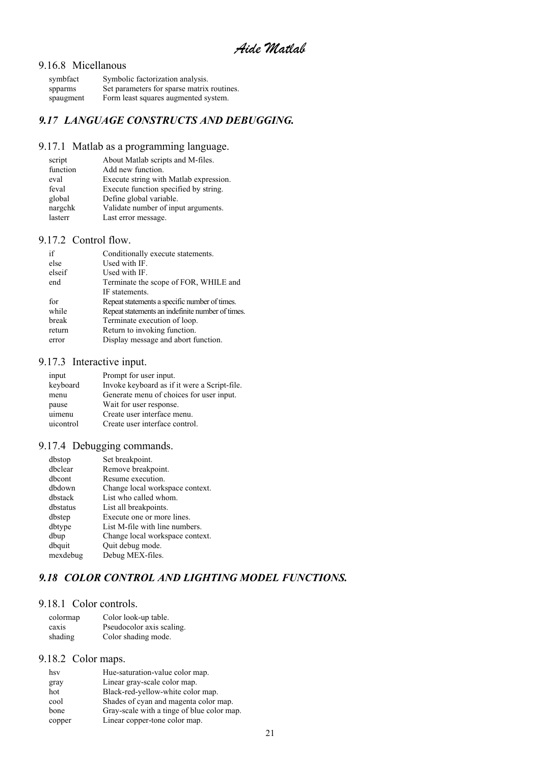### 9.16.8 Micellanous

| | |
|---|---|
| symbfact | Symbolic factorization analysis. |
| spparms | Set parameters for sparse matrix routines. |
| spaugment | Form least squares augmented system. |

## *9.17 LANGUAGE CONSTRUCTS AND DEBUGGING.*

### 9.17.1 Matlab as a programming language.

| | |
|---|---|
| script | About Matlab scripts and M-files. |
| function | Add new function. |
| eval | Execute string with Matlab expression. |
| feval | Execute function specified by string. |
| global | Define global variable. |
| nargchk | Validate number of input arguments. |
| lasterr | Last error message. |

### 9.17.2 Control flow.

| | |
|---|---|
| if | Conditionally execute statements. |
| else | Used with IF. |
| elseif | Used with IF. |
| end | Terminate the scope of FOR, WHILE and IF statements. |
| for | Repeat statements a specific number of times. |
| while | Repeat statements an indefinite number of times. |
| break | Terminate execution of loop. |
| return | Return to invoking function. |
| error | Display message and abort function. |

### 9.17.3 Interactive input.

| | |
|---|---|
| input | Prompt for user input. |
| keyboard | Invoke keyboard as if it were a Script-file. |
| menu | Generate menu of choices for user input. |
| pause | Wait for user response. |
| uimenu | Create user interface menu. |
| uicontrol | Create user interface control. |

### 9.17.4 Debugging commands.

| | |
|---|---|
| dbstop | Set breakpoint. |
| dbclear | Remove breakpoint. |
| dbcont | Resume execution. |
| dbdown | Change local workspace context. |
| dbstack | List who called whom. |
| dbstatus | List all breakpoints. |
| dbstep | Execute one or more lines. |
| dbtype | List M-file with line numbers. |
| dbup | Change local workspace context. |
| dbquit | Quit debug mode. |
| mexdebug | Debug MEX-files. |

## *9.18 COLOR CONTROL AND LIGHTING MODEL FUNCTIONS.*

### 9.18.1 Color controls.

| | |
|---|---|
| colormap | Color look-up table. |
| caxis | Pseudocolor axis scaling. |
| shading | Color shading mode. |

### 9.18.2 Color maps.

| | |
|---|---|
| hsv | Hue-saturation-value color map. |
| gray | Linear gray-scale color map. |
| hot | Black-red-yellow-white color map. |
| cool | Shades of cyan and magenta color map. |
| bone | Gray-scale with a tinge of blue color map. |
| copper | Linear copper-tone color map. |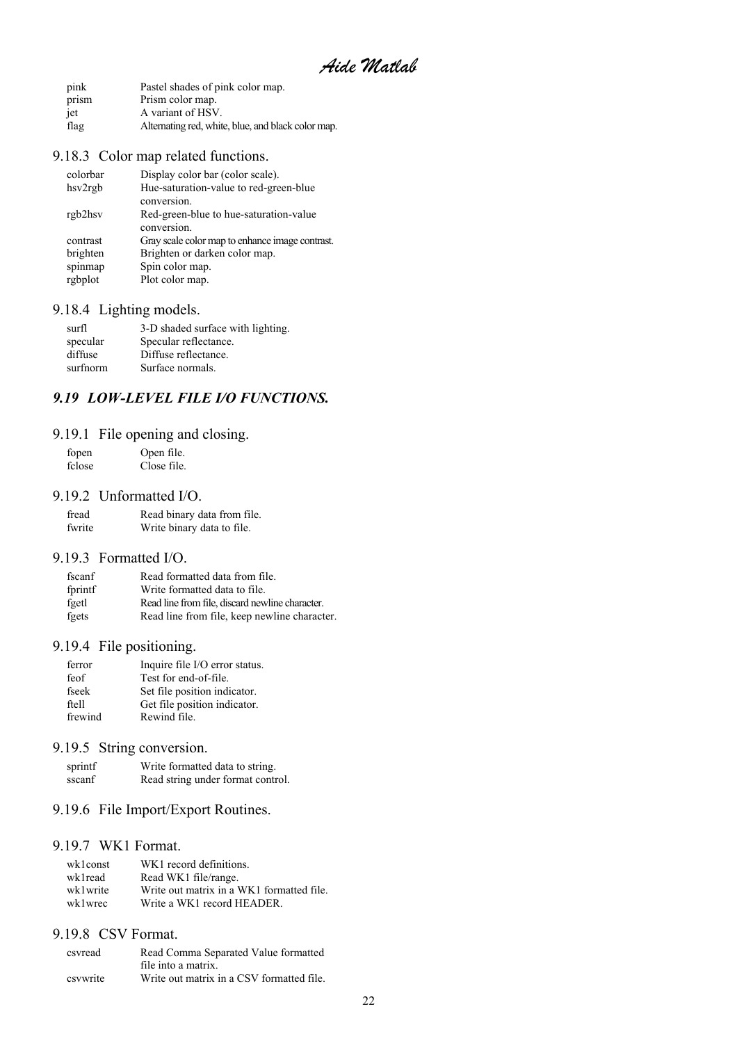| | |
|---|---|
| pink | Pastel shades of pink color map. |
| prism | Prism color map. |
| jet | A variant of HSV. |
| flag | Alternating red, white, blue, and black color map. |

### 9.18.3 Color map related functions.

| | |
|---|---|
| colorbar | Display color bar (color scale). |
| hsv2rgb | Hue-saturation-value to red-green-blue conversion. |
| rgb2hsv | Red-green-blue to hue-saturation-value conversion. |
| contrast | Gray scale color map to enhance image contrast. |
| brighten | Brighten or darken color map. |
| spinmap | Spin color map. |
| rgbplot | Plot color map. |

### 9.18.4 Lighting models.

| | |
|---|---|
| surfl | 3-D shaded surface with lighting. |
| specular | Specular reflectance. |
| diffuse | Diffuse reflectance. |
| surfnorm | Surface normals. |

## *9.19 LOW-LEVEL FILE I/O FUNCTIONS.*

### 9.19.1 File opening and closing.

| | |
|---|---|
| fopen | Open file. |
| fclose | Close file. |

### 9.19.2 Unformatted I/O.

| | |
|---|---|
| fread | Read binary data from file. |
| fwrite | Write binary data to file. |

### 9.19.3 Formatted I/O.

| | |
|---|---|
| fscanf | Read formatted data from file. |
| fprintf | Write formatted data to file. |
| fgetl | Read line from file, discard newline character. |
| fgets | Read line from file, keep newline character. |

### 9.19.4 File positioning.

| | |
|---|---|
| ferror | Inquire file I/O error status. |
| feof | Test for end-of-file. |
| fseek | Set file position indicator. |
| ftell | Get file position indicator. |
| frewind | Rewind file. |

### 9.19.5 String conversion.

| | |
|---|---|
| sprintf | Write formatted data to string. |
| sscanf | Read string under format control. |

### 9.19.6 File Import/Export Routines.

### 9.19.7 WK1 Format.

| | |
|---|---|
| wk1const | WK1 record definitions. |
| wk1read | Read WK1 file/range. |
| wk1write | Write out matrix in a WK1 formatted file. |
| wk1wrec | Write a WK1 record HEADER. |

### 9.19.8 CSV Format.

| | |
|---|---|
| csvread | Read Comma Separated Value formatted file into a matrix. |
| csvwrite | Write out matrix in a CSV formatted file. |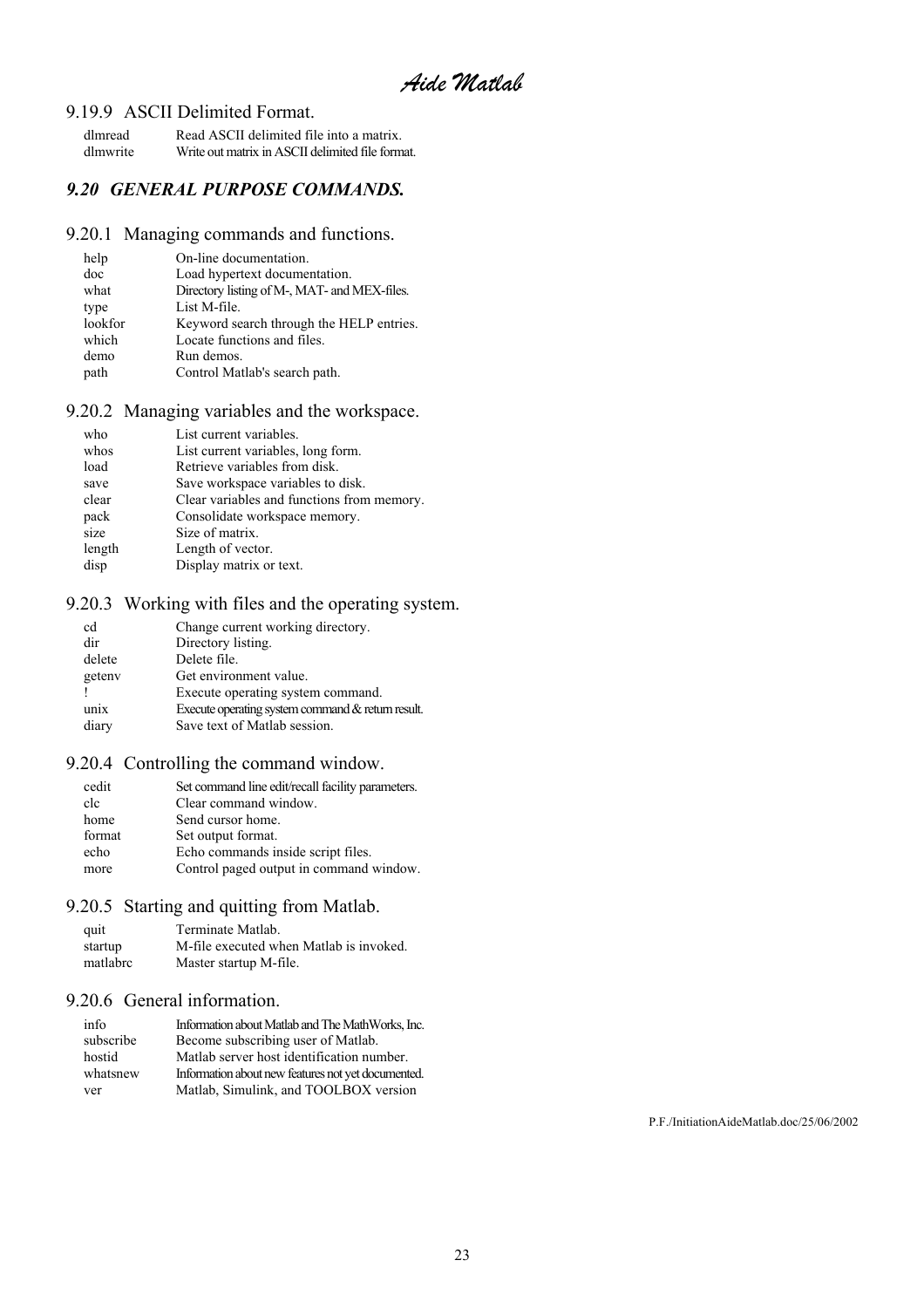### 9.19.9 ASCII Delimited Format.

| | |
|---|---|
| dlmread | Read ASCII delimited file into a matrix. |
| dlmwrite | Write out matrix in ASCII delimited file format. |

## *9.20 GENERAL PURPOSE COMMANDS.*

### 9.20.1 Managing commands and functions.

| | |
|---|---|
| help | On-line documentation. |
| doc | Load hypertext documentation. |
| what | Directory listing of M-, MAT- and MEX-files. |
| type | List M-file. |
| lookfor | Keyword search through the HELP entries. |
| which | Locate functions and files. |
| demo | Run demos. |
| path | Control Matlab's search path. |

### 9.20.2 Managing variables and the workspace.

| | |
|---|---|
| who | List current variables. |
| whos | List current variables, long form. |
| load | Retrieve variables from disk. |
| save | Save workspace variables to disk. |
| clear | Clear variables and functions from memory. |
| pack | Consolidate workspace memory. |
| size | Size of matrix. |
| length | Length of vector. |
| disp | Display matrix or text. |

### 9.20.3 Working with files and the operating system.

| | |
|---|---|
| cd | Change current working directory. |
| dir | Directory listing. |
| delete | Delete file. |
| getenv | Get environment value. |
| ! | Execute operating system command. |
| unix | Execute operating system command & return result. |
| diary | Save text of Matlab session. |

### 9.20.4 Controlling the command window.

| | |
|---|---|
| cedit | Set command line edit/recall facility parameters. |
| clc | Clear command window. |
| home | Send cursor home. |
| format | Set output format. |
| echo | Echo commands inside script files. |
| more | Control paged output in command window. |

### 9.20.5 Starting and quitting from Matlab.

| | |
|---|---|
| quit | Terminate Matlab. |
| startup | M-file executed when Matlab is invoked. |
| matlabrc | Master startup M-file. |

### 9.20.6 General information.

| | |
|---|---|
| info | Information about Matlab and The MathWorks, Inc. |
| subscribe | Become subscribing user of Matlab. |
| hostid | Matlab server host identification number. |
| whatsnew | Information about new features not yet documented. |
| ver | Matlab, Simulink, and TOOLBOX version |